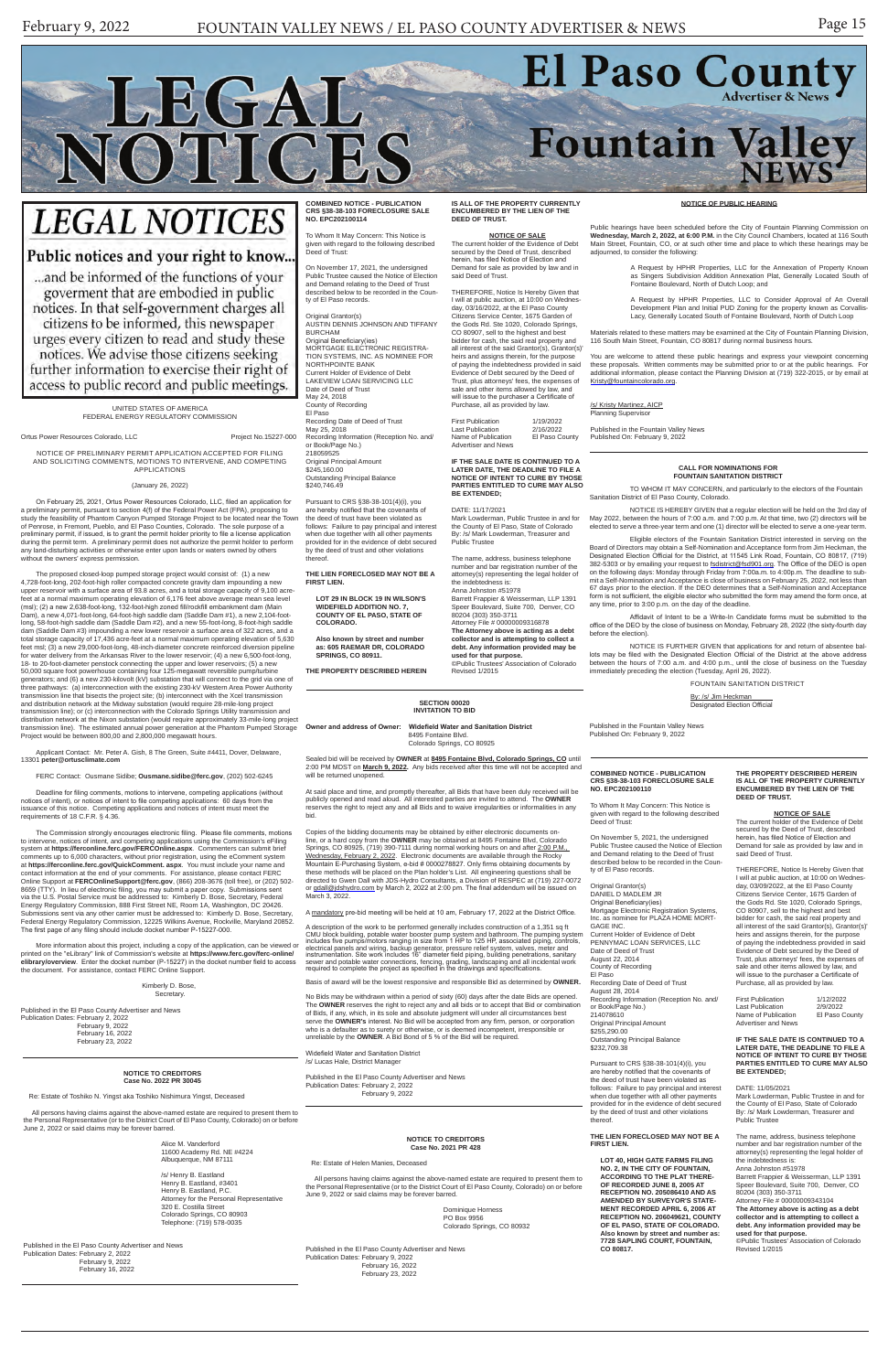# LEGAL NOTICES

## Public notices and your right to know...

...and be informed of the functions of your government that are embodied in public notices. In that self-government charges all citizens to be informed, this newspaper urges every citizen to read and study these notices. We advise those citizens seeking further information to exercise their right of access to public record and public meetings.

UNITED STATES OF AMERICA
FEDERAL ENERGY REGULATORY COMMISSION

Ortus Power Resources Colorado, LLC Project No.15227-000

NOTICE OF PRELIMINARY PERMIT APPLICATION ACCEPTED FOR FILING AND SOLICITING COMMENTS, MOTIONS TO INTERVENE, AND COMPETING APPLICATIONS

(January 26, 2022)

On February 25, 2021, Ortus Power Resources Colorado, LLC, filed an application for a preliminary permit, pursuant to section 4(f) of the Federal Power Act (FPA), proposing to study the feasibility of Phantom Canyon Pumped Storage Project to be located near the Town of Penrose, in Fremont, Pueblo, and El Paso Counties, Colorado. The sole purpose of a preliminary permit, if issued, is to grant the permit holder priority to file a license application during the permit term. A preliminary permit does not authorize the permit holder to perform any land-disturbing activities or otherwise enter upon lands or waters owned by others without the owners' express permission.

The proposed closed-loop pumped storage project would consist of: (1) a new 4,728-foot-long, 202-foot-high roller compacted concrete gravity dam impounding a new upper reservoir with a surface area of 93.8 acres, and a total storage capacity of 9,100 acre-feet at a normal maximum operating elevation of 6,176 feet above average mean sea level (msl); (2) a new 2,638-foot-long, 132-foot-high zoned fill/rockfill embankment dam (Main Dam), a new 4,071-foot-long, 64-foot-high saddle dam (Saddle Dam #1), a new 2,104-foot-long, 58-foot-high saddle dam (Saddle Dam #2), and a new 55-foot-long, 8-foot-high saddle dam (Saddle Dam #3) impounding a new lower reservoir a surface area of 322 acres, and a total storage capacity of 17,436 acre-feet at a normal maximum operating elevation of 5,630 feet msl; (3) a new 29,000-foot-long, 48-inch-diameter concrete reinforced diversion pipeline for water delivery from the Arkansas River to the lower reservoir; (4) a new 6,500-foot-long, 18- to 20-foot-diameter penstock connecting the upper and lower reservoirs; (5) a new 50,000 square foot powerhouse containing four 125-megawatt reversible pump/turbine generators; and (6) a new 230-kilovolt (kV) substation that will connect to the grid via one of three pathways: (a) interconnection with the existing 230-kV Western Area Power Authority transmission line that bisects the project site; (b) interconnect with the Xcel transmission and distribution network at the Midway substation (would require 28-mile-long project transmission line); or (c) interconnection with the Colorado Springs Utility transmission and distribution network at the Nixon substation (would require approximately 33-mile-long project transmission line). The estimated annual power generation at the Phantom Pumped Storage Project would be between 800,00 and 2,800,000 megawatt hours.

Applicant Contact: Mr. Peter A. Gish, 8 The Green, Suite #4411, Dover, Delaware, 13301 **peter@ortusclimate.com**

FERC Contact: Ousmane Sidibe; **Ousmane.sidibe@ferc.gov**, (202) 502-6245

Deadline for filing comments, motions to intervene, competing applications (without notices of intent), or notices of intent to file competing applications: 60 days from the issuance of this notice. Competing applications and notices of intent must meet the requirements of 18 C.F.R. § 4.36.

The Commission strongly encourages electronic filing. Please file comments, motions to intervene, notices of intent, and competing applications using the Commission's eFiling system at **https://ferconline.ferc.gov/FERCOnline.aspx**. Commenters can submit brief comments up to 6,000 characters, without prior registration, using the eComment system at **https://ferconline.ferc.gov/QuickComment. aspx**. You must include your name and contact information at the end of your comments. For assistance, please contact FERC Online Support at **FERCOnlineSupport@ferc.gov**, (866) 208-3676 (toll free), or (202) 502-8659 (TTY). In lieu of electronic filing, you may submit a paper copy. Submissions sent via the U.S. Postal Service must be addressed to: Kimberly D. Bose, Secretary, Federal Energy Regulatory Commission, 888 First Street NE, Room 1A, Washington, DC 20426. Submissions sent via any other carrier must be addressed to: Kimberly D. Bose, Secretary, Federal Energy Regulatory Commission, 12225 Wilkins Avenue, Rockville, Maryland 20852. The first page of any filing should include docket number P-15227-000.

More information about this project, including a copy of the application, can be viewed or printed on the "eLibrary" link of Commission's website at **https://www.ferc.gov/ferc-online/elibrary/overview**. Enter the docket number (P-15227) in the docket number field to access the document. For assistance, contact FERC Online Support.

Kimberly D. Bose,
Secretary.

Published in the El Paso County Advertiser and News
Publication Dates: February 2, 2022
February 9, 2022
February 16, 2022
February 23, 2022

---

### NOTICE TO CREDITORS
### Case No. 2022 PR 30045

Re: Estate of Toshiko N. Yingst aka Toshiko Nishimura Yingst, Deceased

All persons having claims against the above-named estate are required to present them to the Personal Representative (or to the District Court of El Paso County, Colorado) on or before June 2, 2022 or said claims may be forever barred.

Alice M. Vanderford
11600 Academy Rd. NE #4224
Albuquerque, NM 87111

/s/ Henry B. Eastland
Henry B. Eastland, #3401
Henry B. Eastland, P.C.
Attorney for the Personal Representative
320 E. Costilla Street
Colorado Springs, CO 80903
Telephone: (719) 578-0035

Published in the El Paso County Advertiser and News
Publication Dates: February 2, 2022
February 9, 2022
February 16, 2022

---

### COMBINED NOTICE - PUBLICATION CRS §38-38-103 FORECLOSURE SALE NO. EPC202100114

To Whom It May Concern: This Notice is given with regard to the following described Deed of Trust:

On November 17, 2021, the undersigned Public Trustee caused the Notice of Election and Demand relating to the Deed of Trust described below to be recorded in the County of El Paso records.

Original Grantor(s)
AUSTIN DENNIS JOHNSON AND TIFFANY BURCHAM
Original Beneficiary(ies)
MORTGAGE ELECTRONIC REGISTRATION SYSTEMS, INC. AS NOMINEE FOR NORTHPOINTE BANK
Current Holder of Evidence of Debt
LAKEVIEW LOAN SERVICING LLC
Date of Deed of Trust
May 24, 2018
County of Recording
El Paso
Recording Date of Deed of Trust
May 25, 2018
Recording Information (Reception No. and/ or Book/Page No.)
218059525
Original Principal Amount
$245,160.00
Outstanding Principal Balance
$240,746.49

Pursuant to CRS §38-38-101(4)(i), you are hereby notified that the covenants of the deed of trust have been violated as follows: Failure to pay principal and interest when due together with all other payments provided for in the evidence of debt secured by the deed of trust and other violations thereof.

**THE LIEN FORECLOSED MAY NOT BE A FIRST LIEN.**

**LOT 29 IN BLOCK 19 IN WILSON'S WIDEFIELD ADDITION NO. 7, COUNTY OF EL PASO, STATE OF COLORADO.**

**Also known by street and number as: 605 RAEMAR DR, COLORADO SPRINGS, CO 80911.**

**THE PROPERTY DESCRIBED HEREIN IS ALL OF THE PROPERTY CURRENTLY ENCUMBERED BY THE LIEN OF THE DEED OF TRUST.**

#### NOTICE OF SALE

The current holder of the Evidence of Debt secured by the Deed of Trust, described herein, has filed Notice of Election and Demand for sale as provided by law and in said Deed of Trust.

THEREFORE, Notice Is Hereby Given that I will at public auction, at 10:00 on Wednesday, 03/16/2022, at the El Paso County Citizens Service Center, 1675 Garden of the Gods Rd. Ste 1020, Colorado Springs, CO 80907, sell to the highest and best bidder for cash, the said real property and all interest of the said Grantor(s), Grantor(s)' heirs and assigns therein, for the purpose of paying the indebtedness provided in said Evidence of Debt secured by the Deed of Trust, plus attorneys' fees, the expenses of sale and other items allowed by law, and will issue to the purchaser a Certificate of Purchase, all as provided by law.

| | |
|---|---|
| First Publication | 1/19/2022 |
| Last Publication | 2/16/2022 |
| Name of Publication | El Paso County Advertiser and News |

**IF THE SALE DATE IS CONTINUED TO A LATER DATE, THE DEADLINE TO FILE A NOTICE OF INTENT TO CURE BY THOSE PARTIES ENTITLED TO CURE MAY ALSO BE EXTENDED;**

DATE: 11/17/2021
Mark Lowderman, Public Trustee in and for the County of El Paso, State of Colorado
By: /s/ Mark Lowderman, Treasurer and Public Trustee

The name, address, business telephone number and bar registration number of the attorney(s) representing the legal holder of the indebtedness is:
Anna Johnston #51978
Barrett Frappier & Weisserman, LLP 1391 Speer Boulevard, Suite 700, Denver, CO 80204 (303) 350-3711
Attorney File # 00000009316878
**The Attorney above is acting as a debt collector and is attempting to collect a debt. Any information provided may be used for that purpose.**
©Public Trustees' Association of Colorado Revised 1/2015

---

### SECTION 00020
### INVITATION TO BID

**Owner and address of Owner: Widefield Water and Sanitation District**
8495 Fontaine Blvd.
Colorado Springs, CO 80925

Sealed bid will be received by **OWNER** at **8495 Fontaine Blvd, Colorado Springs, CO** until 2:00 PM MDST on **March 9, 2022.** Any bids received after this time will not be accepted and will be returned unopened.

At said place and time, and promptly thereafter, all Bids that have been duly received will be publicly opened and read aloud. All interested parties are invited to attend. The **OWNER** reserves the right to reject any and all Bids and to waive irregularities or informalities in any bid.

Copies of the bidding documents may be obtained by either electronic documents on-line, or a hard copy from the **OWNER** may be obtained at 8495 Fontaine Blvd, Colorado Springs, CO 80925, (719) 390-7111 during normal working hours on and after 2:00 PM., Wednesday, February 2, 2022. Electronic documents are available through the Rocky Mountain E-Purchasing System, e-bid # 0000278827. Only firms obtaining documents by these methods will be placed on the Plan holder's List. All engineering questions shall be directed to Gwen Dall with JDS-Hydro Consultants, a Division of RESPEC at (719) 227-0072 or gdall@jdshydro.com by March 2, 2022 at 2:00 pm. The final addendum will be issued on March 3, 2022.

A mandatory pre-bid meeting will be held at 10 am, February 17, 2022 at the District Office.

A description of the work to be performed generally includes construction of a 1,351 sq ft CMU block building, potable water booster pump system and bathroom. The pumping system includes five pumps/motors ranging in size from 1 HP to 125 HP, associated piping, controls, electrical panels and wiring, backup generator, pressure relief system, valves, meter and instrumentation. Site work includes 16" diameter field piping, building penetrations, sanitary sewer and potable water connections, fencing, grading, landscaping and all incidental work required to complete the project as specified in the drawings and specifications.

Basis of award will be the lowest responsive and responsible Bid as determined by **OWNER.**

No Bids may be withdrawn within a period of sixty (60) days after the date Bids are opened. The **OWNER** reserves the right to reject any and all bids or to accept that Bid or combination of Bids, if any, which, in its sole and absolute judgment will under all circumstances best serve the **OWNER's** interest. No Bid will be accepted from any firm, person, or corporation who is a defaulter as to surety or otherwise, or is deemed incompetent, irresponsible or unreliable by the **OWNER**. A Bid Bond of 5 % of the Bid will be required.

Widefield Water and Sanitation District
/s/ Lucas Hale, District Manager

Published in the El Paso County Advertiser and News
Publication Dates: February 2, 2022
February 9, 2022

---

### NOTICE TO CREDITORS
### Case No. 2021 PR 428

Re: Estate of Helen Manies, Deceased

All persons having claims against the above-named estate are required to present them to the Personal Representative (or to the District Court of El Paso County, Colorado) on or before June 9, 2022 or said claims may be forever barred.

Dominique Horness
PO Box 9956
Colorado Springs, CO 80932

Published in the El Paso County Advertiser and News
Publication Dates: February 9, 2022
February 16, 2022
February 23, 2022

---

### NOTICE OF PUBLIC HEARING

Public hearings have been scheduled before the City of Fountain Planning Commission on **Wednesday, March 2, 2022, at 6:00 P.M.** in the City Council Chambers, located at 116 South Main Street, Fountain, CO, or at such other time and place to which these hearings may be adjourned, to consider the following:

A Request by HPHR Properties, LLC for the Annexation of Property Known as Singers Subdivision Addition Annexation Plat, Generally Located South of Fontaine Boulevard, North of Dutch Loop; and

A Request by HPHR Properties, LLC to Consider Approval of An Overall Development Plan and Initial PUD Zoning for the property known as Corvallis-Lacy, Generally Located South of Fontaine Boulevard, North of Dutch Loop

Materials related to these matters may be examined at the City of Fountain Planning Division, 116 South Main Street, Fountain, CO 80817 during normal business hours.

You are welcome to attend these public hearings and express your viewpoint concerning these proposals. Written comments may be submitted prior to or at the public hearings. For additional information, please contact the Planning Division at (719) 322-2015, or by email at Kristy@fountaincolorado.org.

/s/ Kristy Martinez, AICP
Planning Supervisor

Published in the Fountain Valley News
Published On: February 9, 2022

---

### CALL FOR NOMINATIONS FOR FOUNTAIN SANITATION DISTRICT

TO WHOM IT MAY CONCERN, and particularly to the electors of the Fountain Sanitation District of El Paso County, Colorado.

NOTICE IS HEREBY GIVEN that a regular election will be held on the 3rd day of May 2022, between the hours of 7:00 a.m. and 7:00 p.m. At that time, two (2) directors will be elected to serve a three-year term and one (1) director will be elected to serve a one-year term.

Eligible electors of the Fountain Sanitation District interested in serving on the Board of Directors may obtain a Self-Nomination and Acceptance form from Jim Heckman, the Designated Election Official for the District, at 11545 Link Road, Fountain, CO 80817, (719) 382-5303 or by emailing your request to fsdistrict@fsd901.org. The Office of the DEO is open on the following days: Monday through Friday from 7:00a.m. to 4:00p.m. The deadline to submit a Self-Nomination and Acceptance is close of business on February 25, 2022, not less than 67 days prior to the election. If the DEO determines that a Self-Nomination and Acceptance form is not sufficient, the eligible elector who submitted the form may amend the form once, at any time, prior to 3:00 p.m. on the day of the deadline.

Affidavit of Intent to be a Write-In Candidate forms must be submitted to the office of the DEO by the close of business on Monday, February 28, 2022 (the sixty-fourth day before the election).

NOTICE IS FURTHER GIVEN that applications for and return of absentee ballots may be filed with the Designated Election Official of the District at the above address between the hours of 7:00 a.m. and 4:00 p.m., until the close of business on the Tuesday immediately preceding the election (Tuesday, April 26, 2022).

FOUNTAIN SANITATION DISTRICT

By: /s/ Jim Heckman
Designated Election Official

Published in the Fountain Valley News
Published On: February 9, 2022

---

### COMBINED NOTICE - PUBLICATION CRS §38-38-103 FORECLOSURE SALE NO. EPC202100110

To Whom It May Concern: This Notice is given with regard to the following described Deed of Trust:

On November 5, 2021, the undersigned Public Trustee caused the Notice of Election and Demand relating to the Deed of Trust described below to be recorded in the County of El Paso records.

Original Grantor(s)
DANIEL D MADLEM JR
Original Beneficiary(ies)
Mortgage Electronic Registration Systems, Inc. as nominee for PLAZA HOME MORTGAGE INC.
Current Holder of Evidence of Debt
PENNYMAC LOAN SERVICES, LLC
Date of Deed of Trust
August 22, 2014
County of Recording
El Paso
Recording Date of Deed of Trust
August 28, 2014
Recording Information (Reception No. and/ or Book/Page No.)
214078610
Original Principal Amount
$255,290.00
Outstanding Principal Balance
$232,709.38

Pursuant to CRS §38-38-101(4)(i), you are hereby notified that the covenants of the deed of trust have been violated as follows: Failure to pay principal and interest when due together with all other payments provided for in the evidence of debt secured by the deed of trust and other violations thereof.

**THE LIEN FORECLOSED MAY NOT BE A FIRST LIEN.**

**LOT 40, HIGH GATE FARMS FILING NO. 2, IN THE CITY OF FOUNTAIN, ACCORDING TO THE PLAT THEREOF RECORDED JUNE 8, 2005 AT RECEPTION NO. 205086410 AND AS AMENDED BY SURVEYOR'S STATEMENT RECORDED APRIL 6, 2006 AT RECEPTION NO. 206049621, COUNTY OF EL PASO, STATE OF COLORADO. Also known by street and number as: 7728 SAPLING COURT, FOUNTAIN, CO 80817.**

**THE PROPERTY DESCRIBED HEREIN IS ALL OF THE PROPERTY CURRENTLY ENCUMBERED BY THE LIEN OF THE DEED OF TRUST.**

#### NOTICE OF SALE

The current holder of the Evidence of Debt secured by the Deed of Trust, described herein, has filed Notice of Election and Demand for sale as provided by law and in said Deed of Trust.

THEREFORE, Notice Is Hereby Given that I will at public auction, at 10:00 on Wednesday, 03/09/2022, at the El Paso County Citizens Service Center, 1675 Garden of the Gods Rd. Ste 1020, Colorado Springs, CO 80907, sell to the highest and best bidder for cash, the said real property and all interest of the said Grantor(s), Grantor(s)' heirs and assigns therein, for the purpose of paying the indebtedness provided in said Evidence of Debt secured by the Deed of Trust, plus attorneys' fees, the expenses of sale and other items allowed by law, and will issue to the purchaser a Certificate of Purchase, all as provided by law.

| | |
|---|---|
| First Publication | 1/12/2022 |
| Last Publication | 2/9/2022 |
| Name of Publication | El Paso County Advertiser and News |

**IF THE SALE DATE IS CONTINUED TO A LATER DATE, THE DEADLINE TO FILE A NOTICE OF INTENT TO CURE BY THOSE PARTIES ENTITLED TO CURE MAY ALSO BE EXTENDED;**

DATE: 11/05/2021
Mark Lowderman, Public Trustee in and for the County of El Paso, State of Colorado
By: /s/ Mark Lowderman, Treasurer and Public Trustee

The name, address, business telephone number and bar registration number of the attorney(s) representing the legal holder of the indebtedness is:
Anna Johnston #51978
Barrett Frappier & Weisserman, LLP 1391 Speer Boulevard, Suite 700, Denver, CO 80204 (303) 350-3711
Attorney File # 00000009343104
**The Attorney above is acting as a debt collector and is attempting to collect a debt. Any information provided may be used for that purpose.**
©Public Trustees' Association of Colorado Revised 1/2015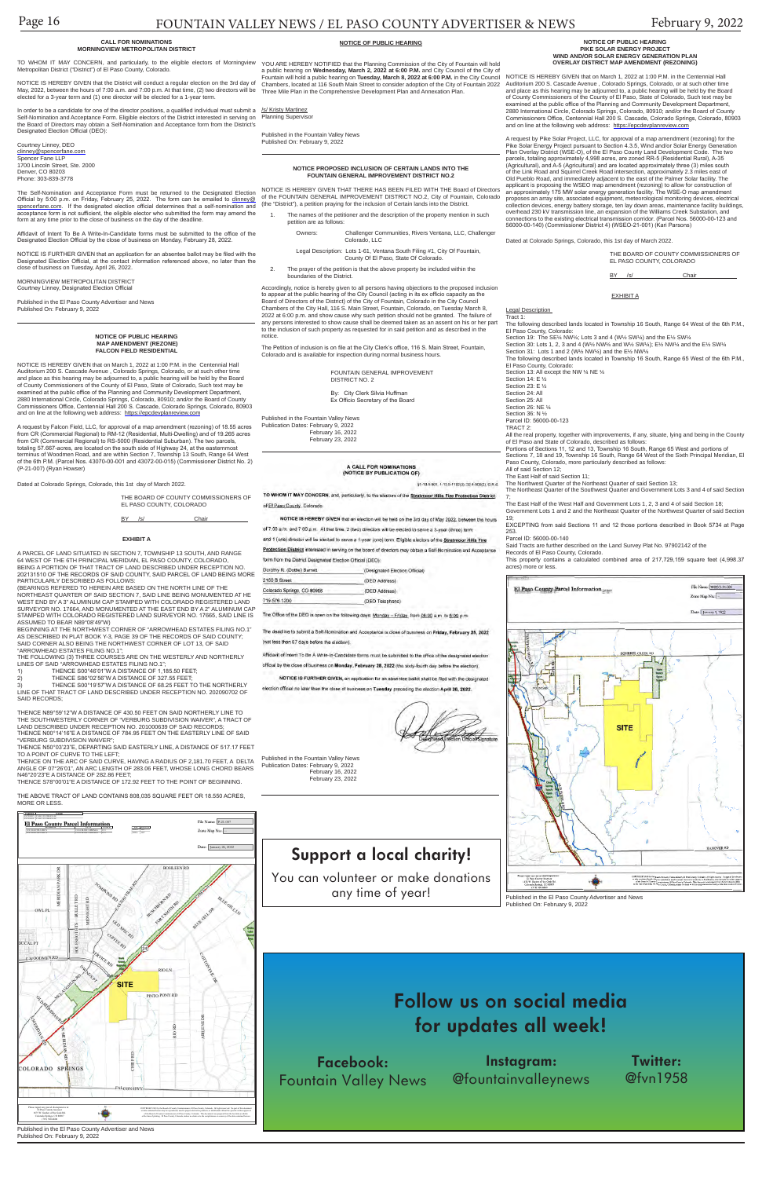## CALL FOR NOMINATIONS MORNINGVIEW METROPOLITAN DISTRICT

TO WHOM IT MAY CONCERN, and particularly, to the eligible electors of Morningview Metropolitan District ("District") of El Paso County, Colorado.

NOTICE IS HEREBY GIVEN that the District will conduct a regular election on the 3rd day of May, 2022, between the hours of 7:00 a.m. and 7:00 p.m. At that time, (2) two directors will be elected for a 3-year term and (1) one director will be elected for a 1-year term.

In order to be a candidate for one of the director positions, a qualified individual must submit a Self-Nomination and Acceptance Form. Eligible electors of the District interested in serving on the Board of Directors may obtain a Self-Nomination and Acceptance form from the District's Designated Election Official (DEO):

Courtney Linney, DEO
clinney@spencerfane.com
Spencer Fane LLP
1700 Lincoln Street, Ste. 2000
Denver, CO 80203
Phone: 303-839-3778

The Self-Nomination and Acceptance Form must be returned to the Designated Election Official by 5:00 p.m. on Friday, February 25, 2022. The form can be emailed to clinney@spencerfane.com. If the designated election official determines that a self-nomination and acceptance form is not sufficient, the eligible elector who submitted the form may amend the form at any time prior to the close of business on the day of the deadline.

Affidavit of Intent To Be A Write-In-Candidate forms must be submitted to the office of the Designated Election Official by the close of business on Monday, February 28, 2022.

NOTICE IS FURTHER GIVEN that an application for an absentee ballot may be filed with the Designated Election Official, at the contact information referenced above, no later than the close of business on Tuesday, April 26, 2022.

MORNINGVIEW METROPOLITAN DISTRICT
Courtney Linney, Designated Election Official

Published in the El Paso County Advertiser and News
Published On: February 9, 2022

## NOTICE OF PUBLIC HEARING MAP AMENDMENT (REZONE) FALCON FIELD RESIDENTIAL

NOTICE IS HEREBY GIVEN that on March 1, 2022 at 1:00 P.M. in the Centennial Hall Auditorium 200 S. Cascade Avenue , Colorado Springs, Colorado, or at such other time and place as this hearing may be adjourned to, a public hearing will be held by the Board of County Commissioners of the County of El Paso, State of Colorado, Such text may be examined at the public office of the Planning and Community Development Department, 2880 International Circle, Colorado Springs, Colorado, 80910; and/or the Board of County Commissioners Office, Centennial Hall 200 S. Cascade, Colorado Springs, Colorado, 80903 and on line at the following web address: https://epcdevplanreview.com

A request by Falcon Field, LLC, for approval of a map amendment (rezoning) of 18.55 acres from CR (Commercial Regional) to RM-12 (Residential, Multi-Dwelling) and of 19.265 acres from CR (Commercial Regional) to RS-5000 (Residential Suburban). The two parcels, totaling 57.667-acres, are located on the south side of Highway 24, at the easternmost terminus of Woodmen Road, and are within Section 7, Township 13 South, Range 64 West of the 6th P.M. (Parcel Nos. 43070-00-001 and 43072-00-015) (Commissioner District No. 2) (P-21-007) (Ryan Howser)

Dated at Colorado Springs, Colorado, this 1st day of March 2022.

THE BOARD OF COUNTY COMMISSIONERS OF EL PASO COUNTY, COLORADO

BY /s/ Chair

### EXHIBIT A

A PARCEL OF LAND SITUATED IN SECTION 7, TOWNSHIP 13 SOUTH, AND RANGE 64 WEST OF THE 6TH PRINCIPAL MERIDIAN, EL PASO COUNTY, COLORADO,
BEING A PORTION OF THAT TRACT OF LAND DESCRIBED UNDER RECEPTION NO. 202131510 OF THE RECORDS OF SAID COUNTY, SAID PARCEL OF LAND BEING MORE PARTICULARLY DESCRIBED AS FOLLOWS:
(BEARINGS REFERED TO HEREIN ARE BASED ON THE NORTH LINE OF THE NORTHEAST QUARTER OF SAID SECTION 7, SAID LINE BEING MONUMENTED AT HE WEST END BY A 3" ALUMINUM CAP STAMPED WITH COLORADO REGISTERED LAND SURVEYOR NO. 17664, AND MONUMENTED AT THE EAST END BY A 2" ALUMINUM CAP STAMPED WITH COLORADO REGISTERED LAND SURVEYOR NO. 17665, SAID LINE IS ASSUMED TO BEAR N89°08'49"W)
BEGINNING AT THE NORTHWEST CORNER OF "ARROWHEAD ESTATES FILING NO.1" AS DESCRIBED IN PLAT BOOK Y-3, PAGE 39 OF THE RECORDS OF SAID COUNTY; SAID CORNER ALSO BEING THE NORTHWEST CORNER OF LOT 13, OF SAID "ARROWHEAD ESTATES FILING NO.1";
THE FOLLOWING (3) THREE COURSES ARE ON THE WESTERLY AND NORTHERLY LINES OF SAID "ARROWHEAD ESTATES FILING NO.1";
1) THENCE S00°46'01"W A DISTANCE OF 1,185.50 FEET;
2) THENCE S86°02'56"W A DISTANCE OF 327.55 FEET;
3) THENCE S00°19'57"W A DISTANCE OF 68.25 FEET TO THE NORTHERLY LINE OF THAT TRACT OF LAND DESCRIBED UNDER RECEPTION NO. 202090702 OF SAID RECORDS;

THENCE N89°59'12"W A DISTANCE OF 430.50 FEET ON SAID NORTHERLY LINE TO THE SOUTHWESTERLY CORNER OF "VERBURG SUBDIVISION WAIVER", A TRACT OF LAND DESCRIBED UNDER RECEPTION NO. 201000639 OF SAID RECORDS;
THENCE N00°14'16"E A DISTANCE OF 784.95 FEET ON THE EASTERLY LINE OF SAID "VERBURG SUBDIVISION WAIVER";
THENCE N80°03'23"E, DEPARTING SAID EASTERLY LINE, A DISTANCE OF 517.17 FEET TO A POINT OF CURVE TO THE LEFT;
THENCE ON THE ARC OF SAID CURVE, HAVING A RADIUS OF 2,181.70 FEET, A DELTA ANGLE OF 07°26'01", AN ARC LENGTH OF 283.06 FEET, WHOSE LONG CHORD BEARS N46°20'23"E A DISTANCE OF 282.86 FEET;
THENCE S78°00'01"E A DISTANCE OF 172.92 FEET TO THE POINT OF BEGINNING.

THE ABOVE TRACT OF LAND CONTAINS 808,035 SQUARE FEET OR 18.550 ACRES, MORE OR LESS.

Published in the El Paso County Advertiser and News
Published On: February 9, 2022

## NOTICE OF PUBLIC HEARING

YOU ARE HEREBY NOTIFIED that the Planning Commission of the City of Fountain will hold a public hearing on **Wednesday, March 2, 2022 at 6:00 P.M.** and City Council of the City of Fountain will hold a public hearing on **Tuesday, March 8, 2022 at 6:00 P.M.** in the City Council Chambers, located at 116 South Main Street to consider adoption of the City of Fountain 2022 Three Mile Plan in the Comprehensive Development Plan and Annexation Plan.

/s/ Kristy Martinez
Planning Supervisor

Published in the Fountain Valley News
Published On: February 9, 2022

## NOTICE PROPOSED INCLUSION OF CERTAIN LANDS INTO THE FOUNTAIN GENERAL IMPROVEMENT DISTRICT NO.2

NOTICE IS HEREBY GIVEN THAT THERE HAS BEEN FILED WITH THE Board of Directors of the FOUNTAIN GENERAL IMPROVEMENT DISTRICT NO.2, City of Fountain, Colorado (the "District"), a petition praying for the inclusion of Certain lands into the District.

1. The names of the petitioner and the description of the property mention in such petition are as follows:

   Owners: Challenger Communities, Rivers Ventana, LLC, Challenger Colorado, LLC

   Legal Description: Lots 1-61, Ventana South Filing #1, City Of Fountain, County Of El Paso, State Of Colorado.

2. The prayer of the petition is that the above property be included within the boundaries of the District.

Accordingly, notice is hereby given to all persons having objections to the proposed inclusion to appear at the public hearing of the City Council (acting in its ex officio capacity as the Board of Directors of the District) of the City of Fountain, Colorado in the City Council Chambers of the City Hall, 116 S. Main Street, Fountain, Colorado, on Tuesday March 8, 2022 at 6:00 p.m. and show cause why such petition should not be granted. The failure of any persons interested to show cause shall be deemed taken as an assent on his or her part to the inclusion of such property as requested for in said petition and as described in the notice.

The Petition of inclusion is on file at the City Clerk's office, 116 S. Main Street, Fountain, Colorado and is available for inspection during normal business hours.

FOUNTAIN GENERAL IMPROVEMENT DISTRICT NO. 2

By: City Clerk Silvia Huffman
Ex Officio Secretary of the Board

Published in the Fountain Valley News
Publication Dates: February 9, 2022
February 16, 2022
February 23, 2022

## A CALL FOR NOMINATIONS (NOTICE BY PUBLICATION OF)

(§1-13.5-501, 1-13.5-1102(3), 32-1-905(2), C.R.S.)

TO WHOM IT MAY CONCERN, and, particularly, to the electors of the Stratmoor Hills Fire Protection District of El Paso County, Colorado

NOTICE IS HEREBY GIVEN that an election will be held on the 3rd day of May 2022, between the hours of 7:00 a.m. and 7:00 p.m. At that time, 2 (two) directors will be elected to serve a 3-year (three) term and 1 (one) director will be elected to serve a 1-year (one) term. Eligible electors of the Stratmoor Hills Fire Protection District interested in serving on the board of directors may obtain a Self-Nomination and Acceptance form from the District Designated Election Official (DEO):

Dorothy R. (Dottie) Barrett (Designated Election Official)
2160 B Street (DEO Address)
Colorado Springs, CO 80906 (DEO Address)
719 576 1200 (DEO Telephone)

The Office of the DEO is open on the following days: Monday – Friday from 08:00 a.m. to 5:00 p.m.

The deadline to submit a Self-Nomination and Acceptance is close of business on **Friday, February 25, 2022** (not less than 67 days before the election).

Affidavit of Intent To Be A Write-In-Candidate forms must be submitted to the office of the designated election official by the close of business on **Monday, February 28, 2022** (the sixty-fourth day before the election).

NOTICE IS FURTHER GIVEN, an application for an absentee ballot shall be filed with the designated election official no later than the close of business on **Tuesday** preceding the election **April 26, 2022**.

Designated Election Official Signature

Published in the Fountain Valley News
Publication Dates: February 9, 2022
February 16, 2022
February 23, 2022

# Support a local charity!

You can volunteer or make donations any time of year!

## NOTICE OF PUBLIC HEARING PIKE SOLAR ENERGY PROJECT WIND AND/OR SOLAR ENERGY GENERATION PLAN OVERLAY DISTRICT MAP AMENDMENT (REZONING)

NOTICE IS HEREBY GIVEN that on March 1, 2022 at 1:00 P.M. in the Centennial Hall Auditorium 200 S. Cascade Avenue , Colorado Springs, Colorado, or at such other time and place as this hearing may be adjourned to, a public hearing will be held by the Board of County Commissioners of the County of El Paso, State of Colorado, Such text may be examined at the public office of the Planning and Community Development Department, 2880 International Circle, Colorado Springs, Colorado, 80910; and/or the Board of County Commissioners Office, Centennial Hall 200 S. Cascade, Colorado Springs, Colorado, 80903 and on line at the following web address: https://epcdevplanreview.com

A request by Pike Solar Project, LLC, for approval of a map amendment (rezoning) for the Pike Solar Energy Project pursuant to Section 4.3.5, Wind and/or Solar Energy Generation Plan Overlay District (WSE-O), of the El Paso County Land Development Code. The two parcels, totaling approximately 4,998 acres, are zoned RR-5 (Residential Rural), A-35 (Agricultural), and A-5 (Agricultural) and are located approximately three (3) miles south of the Link Road and Squirrel Creek Road intersection, approximately 2.3 miles east of Old Pueblo Road, and immediately adjacent to the east of the Palmer Solar facility. The applicant is proposing the WSEO map amendment (rezoning) to allow for construction of an approximately 175 MW solar energy generation facility. The WSE-O map amendment proposes an array site, associated equipment, meteorological monitoring devices, electrical collection devices, energy battery storage, ten lay down areas, maintenance facility buildings, overhead 230 kV transmission line, an expansion of the Williams Creek Substation, and connections to the existing electrical transmission corridor. (Parcel Nos. 56000-00-123 and 56000-00-140) (Commissioner District 4) (WSEO-21-001) (Kari Parsons)

Dated at Colorado Springs, Colorado, this 1st day of March 2022.

THE BOARD OF COUNTY COMMISSIONERS OF EL PASO COUNTY, COLORADO

BY /s/ Chair

### EXHIBIT A

Legal Description
Tract 1:
The following described lands located in Township 16 South, Range 64 West of the 6th P.M., El Paso County, Colorado:
Section 19: The SE¼ NW¼; Lots 3 and 4 (W½ SW¼) and the E½ SW¼
Section 30: Lots 1, 2, 3 and 4 (W½ NW¼ and W½ SW¼); E½ NW¼ and the E½ SW¼
Section 31: Lots 1 and 2 (W½ NW¼) and the E½ NW¼
The following described lands located in Township 16 South, Range 65 West of the 6th P.M., El Paso County, Colorado:
Section 13: All except the NW ¼ NE ¼
Section 14: E ½
Section 23: E ½
Section 24: All
Section 25: All
Section 26: NE ¼
Section 36: N ½
Parcel ID: 56000-00-123
TRACT 2:
All the real property, together with improvements, if any, situate, lying and being in the County of El Paso and State of Colorado, described as follows:
Portions of Sections 11, 12 and 13, Township 16 South, Range 65 West and portions of Sections 7, 18 and 19, Township 16 South, Range 64 West of the Sixth Principal Meridian, El Paso County, Colorado, more particularly described as follows:
All of said Section 12;
The East Half of said Section 11;
The Northwest Quarter of the Northeast Quarter of said Section 13;
The Northeast Quarter of the Southwest Quarter and Government Lots 3 and 4 of said Section 7;
The East Half of the West Half and Government Lots 1, 2, 3 and 4 of said Section 18;
Government Lots 1 and 2 and the Northeast Quarter of the Northwest Quarter of said Section 19;
EXCEPTING from said Sections 11 and 12 those portions described in Book 5734 at Page 253.
Parcel ID: 56000-00-140
Said Tracts are further described on the Land Survey Plat No. 97902142 of the Records of El Paso County, Colorado.
This property contains a calculated combined area of 217,729,159 square feet (4,998.37 acres) more or less.

Published in the El Paso County Advertiser and News
Published On: February 9, 2022

# Follow us on social media for updates all week!

**Facebook:** Fountain Valley News
**Instagram:** @fountainvalleynews
**Twitter:** @fvn1958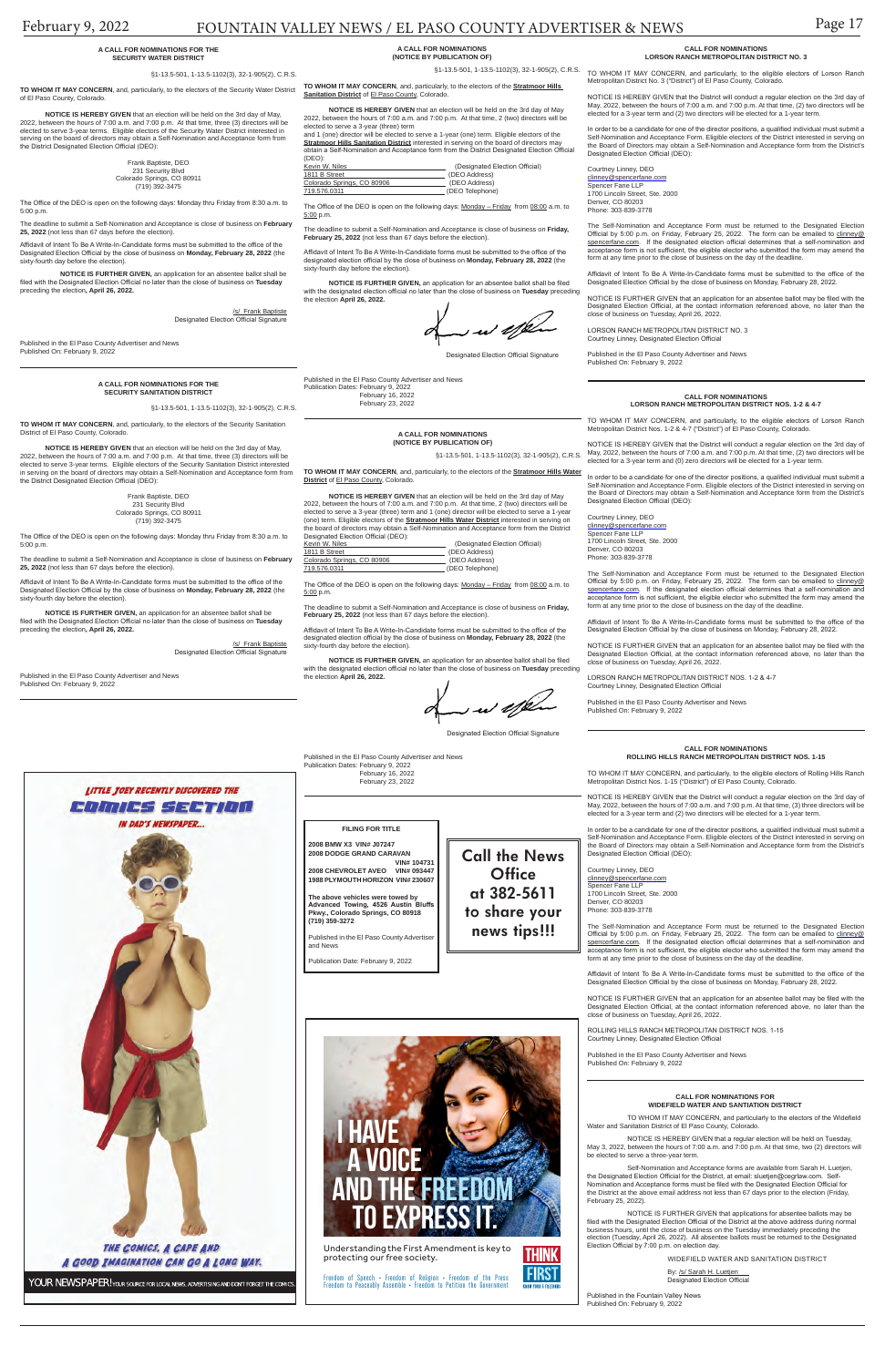#### A CALL FOR NOMINATIONS FOR THE SECURITY WATER DISTRICT

§1-13.5-501, 1-13.5-1102(3), 32-1-905(2), C.R.S.

**TO WHOM IT MAY CONCERN**, and, particularly, to the electors of the Security Water District of El Paso County, Colorado.

**NOTICE IS HEREBY GIVEN** that an election will be held on the 3rd day of May, 2022, between the hours of 7:00 a.m. and 7:00 p.m. At that time, three (3) directors will be elected to serve 3-year terms. Eligible electors of the Security Water District interested in serving on the board of directors may obtain a Self-Nomination and Acceptance form from the District Designated Election Official (DEO):

Frank Baptiste, DEO
231 Security Blvd
Colorado Springs, CO 80911
(719) 392-3475

The Office of the DEO is open on the following days: Monday thru Friday from 8:30 a.m. to 5:00 p.m.

The deadline to submit a Self-Nomination and Acceptance is close of business on **February 25, 2022** (not less than 67 days before the election).

Affidavit of Intent To Be A Write-In-Candidate forms must be submitted to the office of the Designated Election Official by the close of business on **Monday, February 28, 2022** (the sixty-fourth day before the election).

**NOTICE IS FURTHER GIVEN,** an application for an absentee ballot shall be filed with the Designated Election Official no later than the close of business on **Tuesday** preceding the election**, April 26, 2022.**

/s/ Frank Baptiste
Designated Election Official Signature

Published in the El Paso County Advertiser and News
Published On: February 9, 2022

#### A CALL FOR NOMINATIONS FOR THE SECURITY SANITATION DISTRICT

§1-13.5-501, 1-13.5-1102(3), 32-1-905(2), C.R.S.

**TO WHOM IT MAY CONCERN**, and, particularly, to the electors of the Security Sanitation District of El Paso County, Colorado.

**NOTICE IS HEREBY GIVEN** that an election will be held on the 3rd day of May, 2022, between the hours of 7:00 a.m. and 7:00 p.m. At that time, three (3) directors will be elected to serve 3-year terms. Eligible electors of the Security Sanitation District interested in serving on the board of directors may obtain a Self-Nomination and Acceptance form from the District Designated Election Official (DEO):

Frank Baptiste, DEO
231 Security Blvd
Colorado Springs, CO 80911
(719) 392-3475

The Office of the DEO is open on the following days: Monday thru Friday from 8:30 a.m. to 5:00 p.m.

The deadline to submit a Self-Nomination and Acceptance is close of business on **February 25, 2022** (not less than 67 days before the election).

Affidavit of Intent To Be A Write-In-Candidate forms must be submitted to the office of the Designated Election Official by the close of business on **Monday, February 28, 2022** (the sixty-fourth day before the election).

**NOTICE IS FURTHER GIVEN,** an application for an absentee ballot shall be filed with the Designated Election Official no later than the close of business on **Tuesday** preceding the election**, April 26, 2022.**

/s/ Frank Baptiste
Designated Election Official Signature

Published in the El Paso County Advertiser and News
Published On: February 9, 2022

LITTLE JOEY RECENTLY DISCOVERED THE COMICS SECTION IN DAD'S NEWSPAPER...

THE COMICS, A CAPE AND A GOOD IMAGINATION CAN GO A LONG WAY.

YOUR NEWSPAPER! YOUR SOURCE FOR LOCAL NEWS, ADVERTISING AND DON'T FORGET THE COMICS.

#### A CALL FOR NOMINATIONS (NOTICE BY PUBLICATION OF)

§1-13.5-501, 1-13.5-1102(3), 32-1-905(2), C.R.S.

**TO WHOM IT MAY CONCERN**, and, particularly, to the electors of the **Stratmoor Hills Sanitation District** of El Paso County, Colorado.

**NOTICE IS HEREBY GIVEN** that an election will be held on the 3rd day of May 2022, between the hours of 7:00 a.m. and 7:00 p.m. At that time, two (2) directors will be elected to serve a 3-year (three) term and 1 (one) director will be elected to serve a 1-year (one) term. Eligible electors of the **Stratmoor Hills Sanitation District** interested in serving on the board of directors may obtain a Self-Nomination and Acceptance form from the District Designated Election Official (DEO):

Kevin W. Niles (Designated Election Official)
1811 B Street (DEO Address)
Colorado Springs, CO 80906 (DEO Address)
719.576.0311 (DEO Telephone)

The Office of the DEO is open on the following days: Monday – Friday from 08:00 a.m. to 5:00 p.m.

The deadline to submit a Self-Nomination and Acceptance is close of business on **Friday, February 25, 2022** (not less than 67 days before the election).

Affidavit of Intent To Be A Write-In-Candidate forms must be submitted to the office of the designated election official by the close of business on **Monday, February 28, 2022** (the sixty-fourth day before the election).

**NOTICE IS FURTHER GIVEN,** an application for an absentee ballot shall be filed with the designated election official no later than the close of business on **Tuesday** preceding the election **April 26, 2022.**

Designated Election Official Signature

Published in the El Paso County Advertiser and News
Publication Dates: February 9, 2022
February 16, 2022
February 23, 2022

#### A CALL FOR NOMINATIONS (NOTICE BY PUBLICATION OF)

§1-13.5-501, 1-13.5-1102(3), 32-1-905(2), C.R.S.

**TO WHOM IT MAY CONCERN**, and, particularly, to the electors of the **Stratmoor Hills Water District** of El Paso County, Colorado.

**NOTICE IS HEREBY GIVEN** that an election will be held on the 3rd day of May 2022, between the hours of 7:00 a.m. and 7:00 p.m. At that time, two (2) directors will be elected to serve a 3-year (three) term and 1 (one) director will be elected to serve a 1-year (one) term. Eligible electors of the **Stratmoor Hills Water District** interested in serving on the board of directors may obtain a Self-Nomination and Acceptance form from the District Designated Election Official (DEO):

Kevin W. Niles (Designated Election Official)
1811 B Street (DEO Address)
Colorado Springs, CO 80906 (DEO Address)
719.576.0311 (DEO Telephone)

The Office of the DEO is open on the following days: Monday – Friday from 08:00 a.m. to 5:00 p.m.

The deadline to submit a Self-Nomination and Acceptance is close of business on **Friday, February 25, 2022** (not less than 67 days before the election).

Affidavit of Intent To Be A Write-In-Candidate forms must be submitted to the office of the designated election official by the close of business on **Monday, February 28, 2022** (the sixty-fourth day before the election).

**NOTICE IS FURTHER GIVEN,** an application for an absentee ballot shall be filed with the designated election official no later than the close of business on **Tuesday** preceding the election **April 26, 2022.**

Designated Election Official Signature

Published in the El Paso County Advertiser and News
Publication Dates: February 9, 2022
February 16, 2022
February 23, 2022

#### FILING FOR TITLE

**2008 BMW X3 VIN# J07247**
**2008 DODGE GRAND CARAVAN VIN# 104731**
**2008 CHEVROLET AVEO VIN# 093447**
**1988 PLYMOUTH HORIZON VIN# 230607**

**The above vehicles were towed by Advanced Towing, 4526 Austin Bluffs Pkwy., Colorado Springs, CO 80918 (719) 359-3272**

Published in the El Paso County Advertiser and News

Publication Date: February 9, 2022

**Call the News Office at 382-5611 to share your news tips!!!**

I HAVE A VOICE AND THE FREEDOM TO EXPRESS IT.

Understanding the First Amendment is key to protecting our free society.

Freedom of Speech • Freedom of Religion • Freedom of the Press
Freedom to Peaceably Assemble • Freedom to Petition the Government

THINK FIRST

#### CALL FOR NOMINATIONS LORSON RANCH METROPOLITAN DISTRICT NO. 3

TO WHOM IT MAY CONCERN, and particularly, to the eligible electors of Lorson Ranch Metropolitan District No. 3 ("District") of El Paso County, Colorado.

NOTICE IS HEREBY GIVEN that the District will conduct a regular election on the 3rd day of May, 2022, between the hours of 7:00 a.m. and 7:00 p.m. At that time, (2) two directors will be elected for a 3-year term and (2) two directors will be elected for a 1-year term.

In order to be a candidate for one of the director positions, a qualified individual must submit a Self-Nomination and Acceptance Form. Eligible electors of the District interested in serving on the Board of Directors may obtain a Self-Nomination and Acceptance Form from the District's Designated Election Official (DEO):

Courtney Linney, DEO
clinney@spencerfane.com
Spencer Fane LLP
1700 Lincoln Street, Ste. 2000
Denver, CO 80203
Phone: 303-839-3778

The Self-Nomination and Acceptance Form must be returned to the Designated Election Official by 5:00 p.m. on Friday, February 25, 2022. The form can be emailed to clinney@spencerfane.com. If the designated election official determines that a self-nomination and acceptance form is not sufficient, the eligible elector who submitted the form may amend the form at any time prior to the close of business on the day of the deadline.

Affidavit of Intent To Be A Write-In-Candidate forms must be submitted to the office of the Designated Election Official by the close of business on Monday, February 28, 2022.

NOTICE IS FURTHER GIVEN that an application for an absentee ballot may be filed with the Designated Election Official, at the contact information referenced above, no later than the close of business on Tuesday, April 26, 2022.

LORSON RANCH METROPOLITAN DISTRICT NO. 3
Courtney Linney, Designated Election Official

Published in the El Paso County Advertiser and News
Published On: February 9, 2022

#### CALL FOR NOMINATIONS LORSON RANCH METROPOLITAN DISTRICT NOS. 1-2 & 4-7

TO WHOM IT MAY CONCERN, and particularly, to the eligible electors of Lorson Ranch Metropolitan District Nos. 1-2 & 4-7 ("District") of El Paso County, Colorado.

NOTICE IS HEREBY GIVEN that the District will conduct a regular election on the 3rd day of May, 2022, between the hours of 7:00 a.m. and 7:00 p.m. At that time, (2) two directors will be elected for a 3-year term and (0) zero directors will be elected for a 1-year term.

In order to be a candidate for one of the director positions, a qualified individual must submit a Self-Nomination and Acceptance Form. Eligible electors of the District interested in serving on the Board of Directors may obtain a Self-Nomination and Acceptance Form from the District's Designated Election Official (DEO):

Courtney Linney, DEO
clinney@spencerfane.com
Spencer Fane LLP
1700 Lincoln Street, Ste. 2000
Denver, CO 80203
Phone: 303-839-3778

The Self-Nomination and Acceptance Form must be returned to the Designated Election Official by 5:00 p.m. on Friday, February 25, 2022. The form can be emailed to clinney@spencerfane.com. If the designated election official determines that a self-nomination and acceptance form is not sufficient, the eligible elector who submitted the form may amend the form at any time prior to the close of business on the day of the deadline.

Affidavit of Intent To Be A Write-In-Candidate forms must be submitted to the office of the Designated Election Official by the close of business on Monday, February 28, 2022.

NOTICE IS FURTHER GIVEN that an application for an absentee ballot may be filed with the Designated Election Official, at the contact information referenced above, no later than the close of business on Tuesday, April 26, 2022.

LORSON RANCH METROPOLITAN DISTRICT NOS. 1-2 & 4-7
Courtney Linney, Designated Election Official

Published in the El Paso County Advertiser and News
Published On: February 9, 2022

#### CALL FOR NOMINATIONS ROLLING HILLS RANCH METROPOLITAN DISTRICT NOS. 1-15

TO WHOM IT MAY CONCERN, and particularly, to the eligible electors of Rolling Hills Ranch Metropolitan District Nos. 1-15 ("District") of El Paso County, Colorado.

NOTICE IS HEREBY GIVEN that the District will conduct a regular election on the 3rd day of May, 2022, between the hours of 7:00 a.m. and 7:00 p.m. At that time, (3) three directors will be elected for a 3-year term and (2) two directors will be elected for a 1-year term.

In order to be a candidate for one of the director positions, a qualified individual must submit a Self-Nomination and Acceptance Form. Eligible electors of the District interested in serving on the Board of Directors may obtain a Self-Nomination and Acceptance Form from the District's Designated Election Official (DEO):

Courtney Linney, DEO
clinney@spencerfane.com
Spencer Fane LLP
1700 Lincoln Street, Ste. 2000
Denver, CO 80203
Phone: 303-839-3778

The Self-Nomination and Acceptance Form must be returned to the Designated Election Official by 5:00 p.m. on Friday, February 25, 2022. The form can be emailed to clinney@spencerfane.com. If the designated election official determines that a self-nomination and acceptance form is not sufficient, the eligible elector who submitted the form may amend the form at any time prior to the close of business on the day of the deadline.

Affidavit of Intent To Be A Write-In-Candidate forms must be submitted to the office of the Designated Election Official by the close of business on Monday, February 28, 2022.

NOTICE IS FURTHER GIVEN that an application for an absentee ballot may be filed with the Designated Election Official, at the contact information referenced above, no later than the close of business on Tuesday, April 26, 2022.

ROLLING HILLS RANCH METROPOLITAN DISTRICT NOS. 1-15
Courtney Linney, Designated Election Official

Published in the El Paso County Advertiser and News
Published On: February 9, 2022

#### CALL FOR NOMINATIONS FOR WIDEFIELD WATER AND SANTIATION DISTRICT

TO WHOM IT MAY CONCERN, and particularly to the electors of the Widefield Water and Sanitation District of El Paso County, Colorado.

NOTICE IS HEREBY GIVEN that a regular election will be held on Tuesday, May 3, 2022, between the hours of 7:00 a.m. and 7:00 p.m. At that time, two (2) directors will be elected to serve a three-year term.

Self-Nomination and Acceptance forms are available from Sarah H. Luetjen, the Designated Election Official for the District, at email: sluetjen@cegrlaw.com. Self-Nomination and Acceptance forms must be filed with the Designated Election Official for the District at the above email address not less than 67 days prior to the election (Friday, February 25, 2022).

NOTICE IS FURTHER GIVEN that applications for absentee ballots may be filed with the Designated Election Official of the District at the above address during normal business hours, until the close of business on the Tuesday immediately preceding the election (Tuesday, April 26, 2022). All absentee ballots must be returned to the Designated Election Official by 7:00 p.m. on election day.

WIDEFIELD WATER AND SANITATION DISTRICT

By: /s/ Sarah H. Luetjen
Designated Election Official

Published in the Fountain Valley News
Published On: February 9, 2022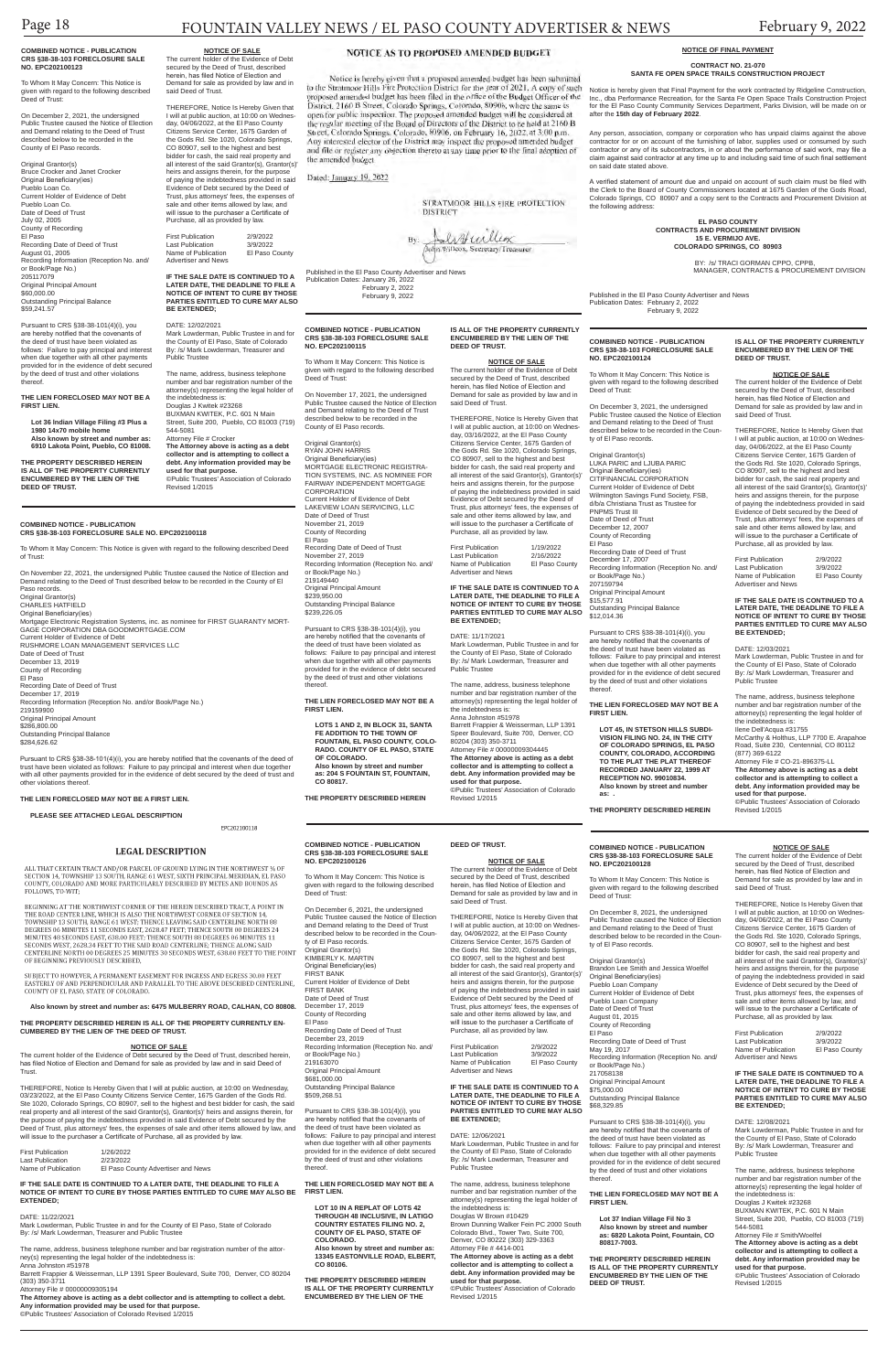## COMBINED NOTICE - PUBLICATION CRS §38-38-103 FORECLOSURE SALE NO. EPC202100123

To Whom It May Concern: This Notice is given with regard to the following described Deed of Trust:

On December 2, 2021, the undersigned Public Trustee caused the Notice of Election and Demand relating to the Deed of Trust described below to be recorded in the County of El Paso records.

Original Grantor(s)
Bruce Crocker and Janet Crocker
Original Beneficiary(ies)
Pueblo Loan Co.
Current Holder of Evidence of Debt
Pueblo Loan Co.
Date of Deed of Trust
July 02, 2005
County of Recording
El Paso
Recording Date of Deed of Trust
August 01, 2005
Recording Information (Reception No. and/or Book/Page No.)
205117079
Original Principal Amount
$60,000.00
Outstanding Principal Balance
$59,241.57

Pursuant to CRS §38-38-101(4)(i), you are hereby notified that the covenants of the deed of trust have been violated as follows: Failure to pay principal and interest when due together with all other payments provided for in the evidence of debt secured by the deed of trust and other violations thereof.

**THE LIEN FORECLOSED MAY NOT BE A FIRST LIEN.**

**Lot 36 Indian Village Filing #3 Plus a 1980 14x70 mobile home**
**Also known by street and number as: 6910 Lakota Point, Pueblo, CO 81008.**

**THE PROPERTY DESCRIBED HEREIN IS ALL OF THE PROPERTY CURRENTLY ENCUMBERED BY THE LIEN OF THE DEED OF TRUST.**

### NOTICE OF SALE

The current holder of the Evidence of Debt secured by the Deed of Trust, described herein, has filed Notice of Election and Demand for sale as provided by law and in said Deed of Trust.

THEREFORE, Notice Is Hereby Given that I will at public auction, at 10:00 on Wednesday, 04/06/2022, at the El Paso County Citizens Service Center, 1675 Garden of the Gods Rd. Ste 1020, Colorado Springs, CO 80907, sell to the highest and best bidder for cash, the said real property and all interest of the said Grantor(s), Grantor(s)' heirs and assigns therein, for the purpose of paying the indebtedness provided in said Evidence of Debt secured by the Deed of Trust, plus attorneys' fees, the expenses of sale and other items allowed by law, and will issue to the purchaser a Certificate of Purchase, all as provided by law.

First Publication 2/9/2022
Last Publication 3/9/2022
Name of Publication El Paso County Advertiser and News

**IF THE SALE DATE IS CONTINUED TO A LATER DATE, THE DEADLINE TO FILE A NOTICE OF INTENT TO CURE BY THOSE PARTIES ENTITLED TO CURE MAY ALSO BE EXTENDED;**

DATE: 12/02/2021
Mark Lowderman, Public Trustee in and for the County of El Paso, State of Colorado
By: /s/ Mark Lowderman, Treasurer and Public Trustee

The name, address, business telephone number and bar registration number of the attorney(s) representing the legal holder of the indebtedness is:
Douglas J Kwitek #23268
BUXMAN KWITEK, P.C. 601 N Main Street, Suite 200, Pueblo, CO 81003 (719) 544-5081
Attorney File # Crocker
**The Attorney above is acting as a debt collector and is attempting to collect a debt. Any information provided may be used for that purpose.**
©Public Trustees' Association of Colorado Revised 1/2015

## NOTICE AS TO PROPOSED AMENDED BUDGET

Notice is hereby given that a proposed amended budget has been submitted to the Stratmoor Hills Fire Protection District for the year of 2021. A copy of such proposed amended budget has been filed in the office of the Budget Officer of the District, 2160 B Street, Colorado Springs, Colorado, 80906, where the same is open for public inspection. The proposed amended budget will be considered at the regular meeting of the Board of Directors of the District to be held at 2160 B Street, Colorado Springs, Colorado, 80906, on February 16, 2022, at 3:00 p.m. Any interested elector of the District may inspect the proposed amended budget and file or register any objection thereto at any time prior to the final adoption of the amended budget.

Dated: January 19, 2022

STRATMOOR HILLS FIRE PROTECTION DISTRICT

By: John Willcox, Secretary/Treasurer

Published in the El Paso County Advertiser and News
Publication Dates: January 26, 2022
February 2, 2022
February 9, 2022

## NOTICE OF FINAL PAYMENT

**CONTRACT NO. 21-070**
**SANTA FE OPEN SPACE TRAILS CONSTRUCTION PROJECT**

Notice is hereby given that Final Payment for the work contracted by Ridgeline Construction, Inc., dba Performance Recreation, for the Santa Fe Open Space Trails Construction Project for the El Paso County Community Services Department, Parks Division, will be made on or after the **15th day of February 2022**.

Any person, association, company or corporation who has unpaid claims against the above contractor for or on account of the furnishing of labor, supplies used or consumed by such contractor or any of its subcontractors, in or about the performance of said work, may file a claim against said contractor at any time up to and including said time of such final settlement on said date stated above.

A verified statement of amount due and unpaid on account of such claim must be filed with the Clerk to the Board of County Commissioners located at 1675 Garden of the Gods Road, Colorado Springs, CO 80907 and a copy sent to the Contracts and Procurement Division at the following address:

**EL PASO COUNTY**
**CONTRACTS AND PROCUREMENT DIVISION**
**15 E. VERMIJO AVE.**
**COLORADO SPRINGS, CO 80903**

BY: /s/ TRACI GORMAN CPPO, CPPB,
MANAGER, CONTRACTS & PROCUREMENT DIVISION

Published in the El Paso County Advertiser and News
Publication Dates: February 2, 2022
February 9, 2022

## COMBINED NOTICE - PUBLICATION CRS §38-38-103 FORECLOSURE SALE NO. EPC202100115

To Whom It May Concern: This Notice is given with regard to the following described Deed of Trust:

On November 17, 2021, the undersigned Public Trustee caused the Notice of Election and Demand relating to the Deed of Trust described below to be recorded in the County of El Paso records.

Original Grantor(s)
RYAN JOHN HARRIS
Original Beneficiary(ies)
MORTGAGE ELECTRONIC REGISTRATION SYSTEMS, INC. AS NOMINEE FOR FAIRWAY INDEPENDENT MORTGAGE CORPORATION
Current Holder of Evidence of Debt
LAKEVIEW LOAN SERVICING, LLC
Date of Deed of Trust
November 21, 2019
County of Recording
El Paso
Recording Date of Deed of Trust
November 27, 2019
Recording Information (Reception No. and/or Book/Page No.)
219149440
Original Principal Amount
$239,950.00
Outstanding Principal Balance
$239,226.05

Pursuant to CRS §38-38-101(4)(i), you are hereby notified that the covenants of the deed of trust have been violated as follows: Failure to pay principal and interest when due together with all other payments provided for in the evidence of debt secured by the deed of trust and other violations thereof.

**THE LIEN FORECLOSED MAY NOT BE A FIRST LIEN.**

**LOTS 1 AND 2, IN BLOCK 31, SANTA FE ADDITION TO THE TOWN OF FOUNTAIN, EL PASO COUNTY, COLORADO. COUNTY OF EL PASO, STATE OF COLORADO.**
**Also known by street and number as: 204 S FOUNTAIN ST, FOUNTAIN, CO 80817.**

**THE PROPERTY DESCRIBED HEREIN IS ALL OF THE PROPERTY CURRENTLY ENCUMBERED BY THE LIEN OF THE DEED OF TRUST.**

### NOTICE OF SALE

The current holder of the Evidence of Debt secured by the Deed of Trust, described herein, has filed Notice of Election and Demand for sale as provided by law and in said Deed of Trust.

THEREFORE, Notice Is Hereby Given that I will at public auction, at 10:00 on Wednesday, 03/16/2022, at the El Paso County Citizens Service Center, 1675 Garden of the Gods Rd. Ste 1020, Colorado Springs, CO 80907, sell to the highest and best bidder for cash, the said real property and all interest of the said Grantor(s), Grantor(s)' heirs and assigns therein, for the purpose of paying the indebtedness provided in said Evidence of Debt secured by the Deed of Trust, plus attorneys' fees, the expenses of sale and other items allowed by law, and will issue to the purchaser a Certificate of Purchase, all as provided by law.

First Publication 1/19/2022
Last Publication 2/16/2022
Name of Publication El Paso County Advertiser and News

**IF THE SALE DATE IS CONTINUED TO A LATER DATE, THE DEADLINE TO FILE A NOTICE OF INTENT TO CURE BY THOSE PARTIES ENTITLED TO CURE MAY ALSO BE EXTENDED;**

DATE: 11/17/2021
Mark Lowderman, Public Trustee in and for the County of El Paso, State of Colorado
By: /s/ Mark Lowderman, Treasurer and Public Trustee

The name, address, business telephone number and bar registration number of the attorney(s) representing the legal holder of the indebtedness is:
Anna Johnston #51978
Barrett Frappier & Weisserman, LLP 1391 Speer Boulevard, Suite 700, Denver, CO 80204 (303) 350-3711
Attorney File # 00000009304445
**The Attorney above is acting as a debt collector and is attempting to collect a debt. Any information provided may be used for that purpose.**
©Public Trustees' Association of Colorado Revised 1/2015

## COMBINED NOTICE - PUBLICATION CRS §38-38-103 FORECLOSURE SALE NO. EPC202100124

To Whom It May Concern: This Notice is given with regard to the following described Deed of Trust:

On December 3, 2021, the undersigned Public Trustee caused the Notice of Election and Demand relating to the Deed of Trust described below to be recorded in the County of El Paso records.

Original Grantor(s)
LUKA PARIC and LJUBA PARIC
Original Beneficiary(ies)
CITIFINANCIAL CORPORATION
Current Holder of Evidence of Debt
Wilmington Savings Fund Society, FSB, d/b/a Christiana Trust as Trustee for PNPMS Trust III
Date of Deed of Trust
December 12, 2007
County of Recording
El Paso
Recording Date of Deed of Trust
December 17, 2007
Recording Information (Reception No. and/or Book/Page No.)
207159794
Original Principal Amount
$15,577.91
Outstanding Principal Balance
$12,014.36

Pursuant to CRS §38-38-101(4)(i), you are hereby notified that the covenants of the deed of trust have been violated as follows: Failure to pay principal and interest when due together with all other payments provided for in the evidence of debt secured by the deed of trust and other violations thereof.

**THE LIEN FORECLOSED MAY NOT BE A FIRST LIEN.**

**LOT 45, IN STETSON HILLS SUBDIVISION FILING NO. 24, IN THE CITY OF COLORADO SPRINGS, EL PASO COUNTY, COLORADO, ACCORDING TO THE PLAT THE PLAT THEREOF RECORDED JANUARY 22, 1999 AT RECEPTION NO. 99010834.**
**Also known by street and number as: .**

**THE PROPERTY DESCRIBED HEREIN IS ALL OF THE PROPERTY CURRENTLY ENCUMBERED BY THE LIEN OF THE DEED OF TRUST.**

### NOTICE OF SALE

The current holder of the Evidence of Debt secured by the Deed of Trust, described herein, has filed Notice of Election and Demand for sale as provided by law and in said Deed of Trust.

THEREFORE, Notice Is Hereby Given that I will at public auction, at 10:00 on Wednesday, 04/06/2022, at the El Paso County Citizens Service Center, 1675 Garden of the Gods Rd. Ste 1020, Colorado Springs, CO 80907, sell to the highest and best bidder for cash, the said real property and all interest of the said Grantor(s), Grantor(s)' heirs and assigns therein, for the purpose of paying the indebtedness provided in said Evidence of Debt secured by the Deed of Trust, plus attorneys' fees, the expenses of sale and other items allowed by law, and will issue to the purchaser a Certificate of Purchase, all as provided by law.

First Publication 2/9/2022
Last Publication 3/9/2022
Name of Publication El Paso County Advertiser and News

**IF THE SALE DATE IS CONTINUED TO A LATER DATE, THE DEADLINE TO FILE A NOTICE OF INTENT TO CURE BY THOSE PARTIES ENTITLED TO CURE MAY ALSO BE EXTENDED;**

DATE: 12/03/2021
Mark Lowderman, Public Trustee in and for the County of El Paso, State of Colorado
By: /s/ Mark Lowderman, Treasurer and Public Trustee

The name, address, business telephone number and bar registration number of the attorney(s) representing the legal holder of the indebtedness is:
Ilene Dell'Acqua #31755
McCarthy & Holthus, LLP 7700 E. Arapahoe Road, Suite 230, Centennial, CO 80112 (877) 369-6122
Attorney File # CO-21-896375-LL
**The Attorney above is acting as a debt collector and is attempting to collect a debt. Any information provided may be used for that purpose.**
©Public Trustees' Association of Colorado Revised 1/2015

## COMBINED NOTICE - PUBLICATION CRS §38-38-103 FORECLOSURE SALE NO. EPC202100118

To Whom It May Concern: This Notice is given with regard to the following described Deed of Trust:

On November 22, 2021, the undersigned Public Trustee caused the Notice of Election and Demand relating to the Deed of Trust described below to be recorded in the County of El Paso records.

Original Grantor(s)
CHARLES HATFIELD
Original Beneficiary(ies)
Mortgage Electronic Registration Systems, inc. as nominee for FIRST GUARANTY MORTGAGE CORPORATION DBA GOODMORTGAGE.COM
Current Holder of Evidence of Debt
RUSHMORE LOAN MANAGEMENT SERVICES LLC
Date of Deed of Trust
December 13, 2019
County of Recording
El Paso
Recording Date of Deed of Trust
December 17, 2019
Recording Information (Reception No. and/or Book/Page No.)
219159900
Original Principal Amount
$286,800.00
Outstanding Principal Balance
$284,626.62

Pursuant to CRS §38-38-101(4)(i), you are hereby notified that the covenants of the deed of trust have been violated as follows: Failure to pay principal and interest when due together with all other payments provided for in the evidence of debt secured by the deed of trust and other violations thereof.

**THE LIEN FORECLOSED MAY NOT BE A FIRST LIEN.**

**PLEASE SEE ATTACHED LEGAL DESCRIPTION**

EPC202100118

### LEGAL DESCRIPTION

ALL THAT CERTAIN TRACT AND/OR PARCEL OF GROUND LYING IN THE NORTHWEST ¼ OF SECTION 14, TOWNSHIP 13 SOUTH, RANGE 61 WEST, SIXTH PRINCIPAL MERIDIAN, EL PASO COUNTY, COLORADO AND MORE PARTICULARLY DESCRIBED BY METES AND BOUNDS AS FOLLOWS, TO WIT;

BEGINNING AT THE NORTHWEST CORNER OF THE HEREIN DESCRIBED TRACT, A POINT IN THE ROAD CENTER LINE, WHICH IS ALSO THE NORTHWEST CORNER OF SECTION 14, TOWNSHIP 13 SOUTH, RANGE 61 WEST; THENCE LEAVING SAID CENTERLINE NORTH 88 DEGREES 06 MINUTES 11 SECONDS EAST, 2628.47 FEET; THENCE SOUTH 00 DEGREES 24 MINUTES 40 SECONDS EAST, 630.00 FEET; THENCE SOUTH 88 DEGREES 06 MINUTES 11 SECONDS WEST, 2629.34 FEET TO THE SAID ROAD CENTERLINE; THENCE ALONG SAID CENTERLINE NORTH 00 DEGREES 25 MINUTES 30 SECONDS WEST, 630.00 FEET TO THE POINT OF BEGINNING PREVIOUSLY DESCRIBED,

SUBJECT TO HOWEVER, A PERMANENT EASEMENT FOR INGRESS AND EGRESS 30.00 FEET EASTERLY OF AND PERPENDICULAR AND PARALLEL TO THE ABOVE DESCRIBED CENTERLINE, COUNTY OF EL PASO, STATE OF COLORADO.

**Also known by street and number as: 6475 MULBERRY ROAD, CALHAN, CO 80808.**

**THE PROPERTY DESCRIBED HEREIN IS ALL OF THE PROPERTY CURRENTLY ENCUMBERED BY THE LIEN OF THE DEED OF TRUST.**

### NOTICE OF SALE

The current holder of the Evidence of Debt secured by the Deed of Trust, described herein, has filed Notice of Election and Demand for sale as provided by law and in said Deed of Trust.

THEREFORE, Notice Is Hereby Given that I will at public auction, at 10:00 on Wednesday, 03/23/2022, at the El Paso County Citizens Service Center, 1675 Garden of the Gods Rd. Ste 1020, Colorado Springs, CO 80907, sell to the highest and best bidder for cash, the said real property and all interest of the said Grantor(s), Grantor(s)' heirs and assigns therein, for the purpose of paying the indebtedness provided in said Evidence of Debt secured by the Deed of Trust, plus attorneys' fees, the expenses of sale and other items allowed by law, and will issue to the purchaser a Certificate of Purchase, all as provided by law.

First Publication 1/26/2022
Last Publication 2/23/2022
Name of Publication El Paso County Advertiser and News

**IF THE SALE DATE IS CONTINUED TO A LATER DATE, THE DEADLINE TO FILE A NOTICE OF INTENT TO CURE BY THOSE PARTIES ENTITLED TO CURE MAY ALSO BE EXTENDED;**

DATE: 11/22/2021
Mark Lowderman, Public Trustee in and for the County of El Paso, State of Colorado
By: /s/ Mark Lowderman, Treasurer and Public Trustee

The name, address, business telephone number and bar registration number of the attorney(s) representing the legal holder of the indebtedness is:
Anna Johnston #51978
Barrett Frappier & Weisserman, LLP 1391 Speer Boulevard, Suite 700, Denver, CO 80204 (303) 350-3711
Attorney File # 00000009305194
**The Attorney above is acting as a debt collector and is attempting to collect a debt. Any information provided may be used for that purpose.**
©Public Trustees' Association of Colorado Revised 1/2015

## COMBINED NOTICE - PUBLICATION CRS §38-38-103 FORECLOSURE SALE NO. EPC202100126

To Whom It May Concern: This Notice is given with regard to the following described Deed of Trust:

On December 6, 2021, the undersigned Public Trustee caused the Notice of Election and Demand relating to the Deed of Trust described below to be recorded in the County of El Paso records.

Original Grantor(s)
KIMBERLY K. MARTIN
Original Beneficiary(ies)
FIRST BANK
Current Holder of Evidence of Debt
FIRST BANK
Date of Deed of Trust
December 17, 2019
County of Recording
El Paso
Recording Date of Deed of Trust
December 23, 2019
Recording Information (Reception No. and/or Book/Page No.)
219163070
Original Principal Amount
$681,000.00
Outstanding Principal Balance
$509,268.51

Pursuant to CRS §38-38-101(4)(i), you are hereby notified that the covenants of the deed of trust have been violated as follows: Failure to pay principal and interest when due together with all other payments provided for in the evidence of debt secured by the deed of trust and other violations thereof.

**THE LIEN FORECLOSED MAY NOT BE A FIRST LIEN.**

**LOT 10 IN A REPLAT OF LOTS 42 THROUGH 48 INCLUSIVE, IN LATIGO COUNTRY ESTATES FILING NO. 2, COUNTY OF EL PASO, STATE OF COLORADO.**
**Also known by street and number as: 13345 EASTONVILLE ROAD, ELBERT, CO 80106.**

**THE PROPERTY DESCRIBED HEREIN IS ALL OF THE PROPERTY CURRENTLY ENCUMBERED BY THE LIEN OF THE DEED OF TRUST.**

### NOTICE OF SALE

The current holder of the Evidence of Debt secured by the Deed of Trust, described herein, has filed Notice of Election and Demand for sale as provided by law and in said Deed of Trust.

THEREFORE, Notice Is Hereby Given that I will at public auction, at 10:00 on Wednesday, 04/06/2022, at the El Paso County Citizens Service Center, 1675 Garden of the Gods Rd. Ste 1020, Colorado Springs, CO 80907, sell to the highest and best bidder for cash, the said real property and all interest of the said Grantor(s), Grantor(s)' heirs and assigns therein, for the purpose of paying the indebtedness provided in said Evidence of Debt secured by the Deed of Trust, plus attorneys' fees, the expenses of sale and other items allowed by law, and will issue to the purchaser a Certificate of Purchase, all as provided by law.

First Publication 2/9/2022
Last Publication 3/9/2022
Name of Publication El Paso County Advertiser and News

**IF THE SALE DATE IS CONTINUED TO A LATER DATE, THE DEADLINE TO FILE A NOTICE OF INTENT TO CURE BY THOSE PARTIES ENTITLED TO CURE MAY ALSO BE EXTENDED;**

DATE: 12/06/2021
Mark Lowderman, Public Trustee in and for the County of El Paso, State of Colorado
By: /s/ Mark Lowderman, Treasurer and Public Trustee

The name, address, business telephone number and bar registration number of the attorney(s) representing the legal holder of the indebtedness is:
Douglas W Brown #10429
Brown Dunning Walker Fein PC 2000 South Colorado Blvd., Tower Two, Suite 700, Denver, CO 80222 (303) 329-3363
Attorney File # 4414-001
**The Attorney above is acting as a debt collector and is attempting to collect a debt. Any information provided may be used for that purpose.**
©Public Trustees' Association of Colorado Revised 1/2015

## COMBINED NOTICE - PUBLICATION CRS §38-38-103 FORECLOSURE SALE NO. EPC202100128

To Whom It May Concern: This Notice is given with regard to the following described Deed of Trust:

On December 8, 2021, the undersigned Public Trustee caused the Notice of Election and Demand relating to the Deed of Trust described below to be recorded in the County of El Paso records.

Original Grantor(s)
Brandon Lee Smith and Jessica Woelfel
Original Beneficiary(ies)
Pueblo Loan Company
Current Holder of Evidence of Debt
Pueblo Loan Company
Date of Deed of Trust
August 01, 2015
County of Recording
El Paso
Recording Date of Deed of Trust
May 19, 2017
Recording Information (Reception No. and/or Book/Page No.)
217058138
Original Principal Amount
$75,000.00
Outstanding Principal Balance
$68,329.85

Pursuant to CRS §38-38-101(4)(i), you are hereby notified that the covenants of the deed of trust have been violated as follows: Failure to pay principal and interest when due together with all other payments provided for in the evidence of debt secured by the deed of trust and other violations thereof.

**THE LIEN FORECLOSED MAY NOT BE A FIRST LIEN.**

**Lot 37 Indian Village Fil No 3**
**Also known by street and number as: 6820 Lakota Point, Fountain, CO 80817-7003.**

**THE PROPERTY DESCRIBED HEREIN IS ALL OF THE PROPERTY CURRENTLY ENCUMBERED BY THE LIEN OF THE DEED OF TRUST.**

### NOTICE OF SALE

The current holder of the Evidence of Debt secured by the Deed of Trust, described herein, has filed Notice of Election and Demand for sale as provided by law and in said Deed of Trust.

THEREFORE, Notice Is Hereby Given that I will at public auction, at 10:00 on Wednesday, 04/06/2022, at the El Paso County Citizens Service Center, 1675 Garden of the Gods Rd. Ste 1020, Colorado Springs, CO 80907, sell to the highest and best bidder for cash, the said real property and all interest of the said Grantor(s), Grantor(s)' heirs and assigns therein, for the purpose of paying the indebtedness provided in said Evidence of Debt secured by the Deed of Trust, plus attorneys' fees, the expenses of sale and other items allowed by law, and will issue to the purchaser a Certificate of Purchase, all as provided by law.

First Publication 2/9/2022
Last Publication 3/9/2022
Name of Publication El Paso County Advertiser and News

**IF THE SALE DATE IS CONTINUED TO A LATER DATE, THE DEADLINE TO FILE A NOTICE OF INTENT TO CURE BY THOSE PARTIES ENTITLED TO CURE MAY ALSO BE EXTENDED;**

DATE: 12/08/2021
Mark Lowderman, Public Trustee in and for the County of El Paso, State of Colorado
By: /s/ Mark Lowderman, Treasurer and Public Trustee

The name, address, business telephone number and bar registration number of the attorney(s) representing the legal holder of the indebtedness is:
Douglas J Kwitek #23268
BUXMAN KWITEK, P.C. 601 N Main Street, Suite 200, Pueblo, CO 81003 (719) 544-5081
Attorney File # Smith/Woelfel
**The Attorney above is acting as a debt collector and is attempting to collect a debt. Any information provided may be used for that purpose.**
©Public Trustees' Association of Colorado Revised 1/2015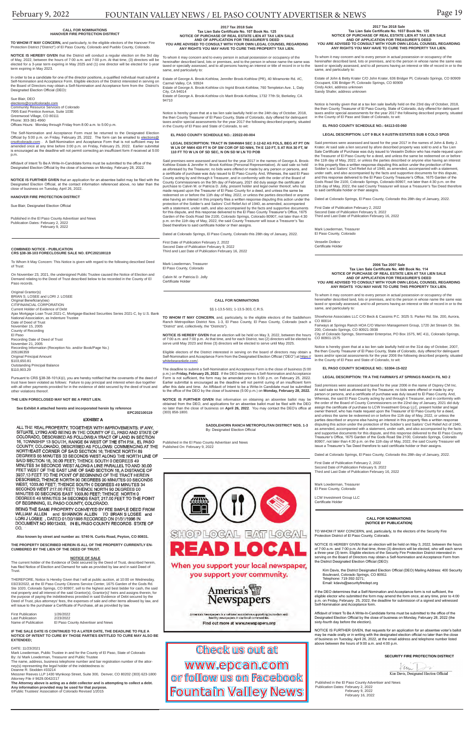### CALL FOR NOMINATIONS
### HANOVER FIRE PROTECTION DISTRICT

**TO WHOM IT MAY CONCERN,** and particularly, to the eligible electors of the Hanover Fire Protection District ("District") of El Paso County, Colorado and Pueblo County, Colorado.

**NOTICE IS HEREBY GIVEN** that the District will conduct a regular election on the 3rd day of May, 2022, between the hours of 7:00 a.m. and 7:00 p.m. At that time, (3) directors will be elected for a 3-year term expiring in May 2025 and (1) one director will be elected for 1-year term expiring in May 2023.

In order to be a candidate for one of the director positions, a qualified individual must submit a Self-Nomination and Acceptance Form. Eligible electors of the District interested in serving on the Board of Directors may obtain a Self-Nomination and Acceptance form from the District's Designated Election Official (DEO):

Sue Blair, DEO
elections@crsofcolorado.com
Community Resource Services of Colorado
7995 East Prentice Avenue, Suite 103E
Greenwood Village, CO 80111
Phone: 303-381-4960
Offices Hours: Monday through Friday from 8:00 a.m. to 5:00 p.m.

The Self-Nomination and Acceptance Form must be returned to the Designated Election Official by 5:00 p.m. on Friday, February 25, 2022. The form can be emailed to elections@crsofcolorado.com . A Self-Nomination and Acceptance Form that is not sufficient may be amended once at any time before 3:00 p.m. on Friday, February 25, 2022. Earlier submittal is encouraged as the deadline will not permit correcting an insufficient form if received at 5:00 p.m.

Affidavit of Intent To Be A Write-In-Candidate forms must be submitted to the office of the Designated Election Official by the close of business on Monday, February 28, 2022.

**NOTICE IS FURTHER GIVEN** that an application for an absentee ballot may be filed with the Designated Election Official, at the contact information referenced above, no later than the close of business on Tuesday, April 26, 2022.

**HANOVER FIRE PROTECTION DISTRICT**

Sue Blair, Designated Election Official

Published in the El Paso County Advertiser and News
Publication Dates: February 2, 2022
February 9, 2022

---

### COMBINED NOTICE - PUBLICATION
### CRS §38-38-103 FORECLOSURE SALE NO. EPC202100119

To Whom It May Concern: This Notice is given with regard to the following described Deed of Trust:

On November 23, 2021, the undersigned Public Trustee caused the Notice of Election and Demand relating to the Deed of Trust described below to be recorded in the County of El Paso records.

Original Grantor(s)
BRIAN S. LOSEE and LORI J. LOSEE
Original Beneficiary(ies)
CITIFINANCIAL CORPORATION
Current Holder of Evidence of Debt
Ajax Mortgage Loan Trust 2021-C, Mortgage-Backed Securities Series 2021-C, by U.S. Bank National Association, as Indenture Trustee
Date of Deed of Trust
November 15, 2005
County of Recording
El Paso
Recording Date of Deed of Trust
November 21, 2005
Recording Information (Reception No. and/or Book/Page No.)
205186359
Original Principal Amount
$103,650.81
Outstanding Principal Balance
$110,903.29

Pursuant to CRS §38-38-101(4)(i), you are hereby notified that the covenants of the deed of trust have been violated as follows: Failure to pay principal and interest when due together with all other payments provided for in the evidence of debt secured by the deed of trust and other violations thereof.

**THE LIEN FORECLOSED MAY NOT BE A FIRST LIEN.**

**See Exhibit A attached hereto and incorporated herein by reference**
**EPC202100119**

**EXHIBIT A**

ALL THE REAL PROPERTY, TOGETHER WITH IMPROVEMENTS, IF ANY, SITUATE, LYING AND BEING IN THE COUNTY OF EL PASO AND STATE OF COLORADO, DESCRIBED AS FOLLOWS: A TRACT OF LAND IN SECTION 16, TOWNSHIP 13 SOUTH, RANGE 64 WEST OF THE 6TH P.M., EL PASO COUNTY, COLORADO, DESCRIBED AS FOLLOWS: COMMENCING AT THE NORTHEAST CORNER OF SAID SECTION 16; THENCE NORTH 89 DEGREES 55 MINUTES 33 SECONDS WEST ALONG THE NORTH LINE OF SAID SECTION 16, 30.00 FEET; THENCE SOUTH 0 DEGREES 49 MINUTES 34 SECONDS WEST ALONG A LINE PARALLEL TO AND 30.00 FEET WEST OF THE EAST LINE OF SAID SECTION 16, A DISTANCE OF 3937.13 FEET TO THE POINT OF BEGINNING OF THE TRACT HEREIN DESCRIBED; THENCE NORTH 90 DEGREES 00 MINUTES 00 SECONDS WEST, 1003.80 FEET; THENCE SOUTH 0 DEGREES 49 MINUTES 34 SECONDS WEST 217.00 FEET; THENCE NORTH 90 DEGREES 00 MINUTES 00 SECONDS EAST 1003.80 FEET; THENCE NORTH 0 DEGREES 49 MINUTES 34 SECONDS EAST, 217.00 FEET TO THE POINT OF BEGINNING, EL PASO COUNTY, COLORADO.

BEING THE SAME PROPERTY CONVEYED BY FEE SIMPLE DEED FROM WILLIAM ALLEN and SHANNON ALLEN TO BRIAN S LOSEE and LORI J LOSEE , DATED 01/30/1998 RECORDED ON 01/31/1998 IN DOCUMENT NO 98012433, IN EL PASO COUNTY RECORDS, STATE OF CO.

**Also known by street and number as: 5740 N. Curtis Road, Peyton, CO 80831.**

**THE PROPERTY DESCRIBED HEREIN IS ALL OF THE PROPERTY CURRENTLY ENCUMBERED BY THE LIEN OF THE DEED OF TRUST.**

**NOTICE OF SALE**

The current holder of the Evidence of Debt secured by the Deed of Trust, described herein, has filed Notice of Election and Demand for sale as provided by law and in said Deed of Trust.

THEREFORE, Notice Is Hereby Given that I will at public auction, at 10:00 on Wednesday, 03/23/2022, at the El Paso County Citizens Service Center, 1675 Garden of the Gods Rd. Ste 1020, Colorado Springs, CO 80907, sell to the highest and best bidder for cash, the said real property and all interest of the said Grantor(s), Grantor(s)' heirs and assigns therein, for the purpose of paying the indebtedness provided in said Evidence of Debt secured by the Deed of Trust, plus attorneys' fees, the expenses of sale and other items allowed by law, and will issue to the purchaser a Certificate of Purchase, all as provided by law.

| | |
|---|---|
| First Publication | 1/26/2022 |
| Last Publication | 2/23/2022 |
| Name of Publication | El Paso County Advertiser and News |

**IF THE SALE DATE IS CONTINUED TO A LATER DATE, THE DEADLINE TO FILE A NOTICE OF INTENT TO CURE BY THOSE PARTIES ENTITLED TO CURE MAY ALSO BE EXTENDED;**

DATE: 11/23/2021
Mark Lowderman, Public Trustee in and for the County of El Paso, State of Colorado
By: /s/ Mark Lowderman, Treasurer and Public Trustee
The name, address, business telephone number and bar registration number of the attorney(s) representing the legal holder of the indebtedness is:
Deanne R. Stodden #33214
Messner Reeves LLP 1430 Wynkoop Street, Suite 300, Denver, CO 80202 (303) 623-1800
Attorney File # 9629.0042/217
**The Attorney above is acting as a debt collector and is attempting to collect a debt. Any information provided may be used for that purpose.**
©Public Trustees' Association of Colorado Revised 1/2015

---

### 2017 Tax 2018 Sale
### Tax Lien Sale Certificate No. 107 Book No. 125
### NOTICE OF PURCHASE OF REAL ESTATE LIEN AT TAX LIEN SALE AND OF APPLICATION FOR TREASURER'S DEED
### YOU ARE ADVISED TO CONSULT WITH YOUR OWN LEGAL COUNSEL REGARDING ANY RIGHTS YOU MAY HAVE TO CURE THIS PROPERTY TAX LIEN.

To whom it may concern and to every person in actual possession or occupancy of the hereinafter described land, lots or premises, and to the person in whose name the same was taxed or specially assessed, and to all persons having an interest or title of record in or to the same, and particularly to:

Estate of George A. Brook-Kothlow, Jennifer Brook-Kothlow (PR), 40 Miramonte Rd. #C, Carmel Valley, CA 93924
Estate of George A. Brook-Kothlow c/o Ingrid Brook-Kothlow, 760 Templeton Ave. 1, Daly City, CA 94014
Estate of George A. Brook-Kothlow c/o Marit Brook-Kothlow, 1732 77th St, Berkeley, CA 94710

Notice is hereby given that at a tax lien sale lawfully held on the 24th day of October, 2018, the then County Treasurer of El Paso County, State of Colorado, duly offered for delinquent taxes and/or special assessments for the year 2017 the following described property, situated in the County of El Paso and State of Colorado, to wit:

**EL PASO COUNTY SCHEDULE NO.: 22022-00-004**

**LEGAL DESCRIPTION: TRACT IN SW4NW4 SEC 2-12-62 AS FOLS, BEG AT PT ON W LN OF NW4 430 FT N OF SW COR OF SD NW4, TH E 110 FT, S AT R/A 30 FT, W 110 FT TO W LN OF SD SEC, N ON SD W LN TO POB**

Said premises were assessed and taxed for the year 2017 in the names of George A. Brook-Kothlow Estate & Jennifer H. Brook Kothlow (Personal Representative). At said sale so held as aforesaid by the Treasurer, no bids were offered or made by any person or persons, and a certificate of purchase was duly issued to El Paso County. And, Whereas, the said El Paso County acting by and through it Treasurer, and in conformity with the order of the Board of County Commissioners on the 5th day of February, 2021 did duly assign the certificate of purchase to Calvin M. or Patricia D. Jolly, present holder and legal owner thereof, who has made request upon the Treasurer of El Paso County for a deed, and unless the same be redeemed on or before the 11th day of May, 2022, or unless the parties described or anyone else having an interest in this property files a written response disputing this action under the protection of the Soldier's and Sailors' Civil Relief Act of 1940, as amended, accompanied with a statement, under oath, and also accompanied by the facts and supportive documents for this dispute, and this response delivered to the El Paso County Treasurer's Office, 1675 Garden of the Gods Road Ste 2100, Colorado Springs, Colorado 80907, not later than 4:30 p.m. on the 11th day of May, 2022, the said County Treasurer will issue a Treasurer's Tax Deed therefore to said certificate holder or their assigns.

Dated at Colorado Springs, El Paso County, Colorado this 28th day of January, 2022.

First Date of Publication February 2, 2022
Second Date of Publication February 9, 2022
Third and Last Date of Publication February 16, 2022

Mark Lowderman, Treasurer
El Paso County, Colorado

Calvin M. or Patricia D. Jolly
Certificate Holder

---

### CALL FOR NOMINATIONS

§§ 1-13.5-501; 1-13.5-303, C.R.S.

**TO WHOM IT MAY CONCERN**, and, particularly, to the eligible electors of the Saddlehorn Ranch Metropolitan District Nos. 1-3, El Paso County, El Paso County, Colorado (each a "District" and, collectively, the "Districts").

**NOTICE IS HEREBY GIVEN** that an election will be held on May 3, 2022, between the hours of 7:00 a.m. and 7:00 p.m. At that time, and for each District, two (2) directors will be elected to serve until May 2023 and three (3) directors will be elected to serve until May 2025.

Eligible electors of the District interested in serving on the board of directors may obtain a Self-Nomination and Acceptance Form from the Designated Election Official ("DEO") at https://whitebearankele.com/.

The deadline to submit a Self-Nomination and Acceptance Form is the close of business (5:00 p.m.) on **Friday, February 25, 2022**. If the DEO determines a Self-Nomination and Acceptance Form is not sufficient, the form may be amended prior to 5:00 p.m. on February 25, 2022. Earlier submittal is encouraged as the deadline will not permit curing of an insufficient form after this date and time. An Affidavit of Intent to be a Write-In Candidate must be submitted to the office of the DEO by the close of business (5:00 p.m.) on **Monday, February 28, 2022.**

**NOTICE IS FURTHER GIVEN** that information on obtaining an absentee ballot may be obtained from the DEO, and applications for an absentee ballot must be filed with the DEO no later than the close of business on **April 26, 2022**. You may contact the DEO's office at (303) 858-1800.

**SADDLEHORN RANCH METROPOLITAN DISTRICT NOS. 1-3**
By: Designated Election Official

Published in the El Paso County Advertiser and News
Published On: February 9, 2022

---

SHOP LOCAL EAT LOCAL
READ LOCAL
When you support your local newspaper, you support your community.

America's Newspapers

America's Newspapers is a national association supporting journalism and healthy newspapers in our local communities.
Find out more at www.newspapers.org

---

Check us out at
www.epcan.com
or follow us on Facebook
Fountain Valley News

---

### 2017 Tax 2018 Sale
### Tax Lien Sale Certificate No. 1037 Book No. 125
### NOTICE OF PURCHASE OF REAL ESTATE LIEN AT TAX LIEN SALE AND OF APPLICATION FOR TREASURER'S DEED
### YOU ARE ADVISED TO CONSULT WITH YOUR OWN LEGAL COUNSEL REGARDING ANY RIGHTS YOU MAY HAVE TO CURE THIS PROPERTY TAX LIEN.

To whom it may concern and to every person in actual possession or occupancy of the hereinafter described land, lots or premises, and to the person in whose name the same was taxed or specially assessed, and to all persons having an interest or title of record in or to the same, and particularly to:

Estate of John & Betty Krater C/O John Krater, 636 Bridger Pl, Colorado Springs, CO 80909
Occupant, 636 Bridger Pl, Colorado Springs, CO 80909
Cindy Ackri, address unknown
Sandy Shafer, address unknown

Notice is hereby given that at a tax lien sale lawfully held on the 23rd day of October, 2018, the then County Treasurer of El Paso County, State of Colorado, duly offered for delinquent taxes and/or special assessments for the year 2017 the following described property, situated in the County of El Paso and State of Colorado, to wit:

**EL PASO COUNTY SCHEDULE NO.: 64113-03-060**

**LEGAL DESCRIPTION: LOT 9 BLK 9 AUSTIN ESTATES SUB 6 COLO SPGS**

Said premises were assessed and taxed for the year 2017 in the names of John & Betty J. Krater. At said sale a lien secured by afore described property was sold to and a Tax Lien Sale Certificate of Purchase was duly issued to Vesselin Dotkov who has made request upon the Treasurer of El Paso County for a deed, and unless the same be redeemed on or before the 11th day of May, 2022, or unless the parties described or anyone else having an interest in this property files a written response disputing this action under the protection of the Soldier's and Sailors' Civil Relief Act of 1940, as amended, accompanied with a statement, under oath, and also accompanied by the facts and supportive documents for this dispute, and this response delivered to the El Paso County Treasurer's Office, 1675 Garden of the Gods Road Ste 2100, Colorado Springs, Colorado 80907, not later than 4:30 p.m. on the 11th day of May, 2022, the said County Treasurer will issue a Treasurer's Tax Deed therefore to said certificate holder or their assigns.

Dated at Colorado Springs, El Paso County, Colorado this 28th day of January, 2022.

First Date of Publication February 2, 2022
Second Date of Publication February 9, 2022
Third and Last Date of Publication February 16, 2022

Mark Lowderman, Treasurer
El Paso County, Colorado

Vesselin Dotkov
Certificate Holder

---

### 2006 Tax 2007 Sale
### Tax Lien Sale Certificate No. 480 Book No. 114
### NOTICE OF PURCHASE OF REAL ESTATE LIEN AT TAX LIEN SALE AND OF APPLICATION FOR TREASURER'S DEED
### YOU ARE ADVISED TO CONSULT WITH YOUR OWN LEGAL COUNSEL REGARDING ANY RIGHTS YOU MAY HAVE TO CURE THIS PROPERTY TAX LIEN.

To whom it may concern and to every person in actual possession or occupancy of the hereinafter described land, lots or premises, and to the person in whose name the same was taxed or specially assessed, and to all persons having an interest or title of record in or to the same, and particularly to:

Showhorse Associates LLC C/O Beck & Cassinis P.C. 3025 S. Parker Rd. Ste. 200, Aurora, CO 80014
Fairways at Springs Ranch HOA C/O Warren Management Group, 1720 Jet Stream Dr. Ste. 200, Colorado Springs, CO 80921-3938
City of Colorado Springs, Stormwater Enterprise, PO Box 1575, MC 411, Colorado Springs, CO 80901-1575

Notice is hereby given that at a tax lien sale lawfully held on the 31st day of October, 2007, the then County Treasurer of El Paso County, State of Colorado, duly offered for delinquent taxes and/or special assessments for the year 2006 the following described property, situated in the County of El Paso and State of Colorado, to wit:

**EL PASO COUNTY SCHEDULE NO.: 53304-15-022**

**LEGAL DESCRIPTION: TR A THE FAIRWAYS AT SPRINGS RANCH FIL NO 2**

Said premises were assessed and taxed for the year 2006 in the name of Osprey CM Inc. At said sale so held as aforesaid by the Treasurer, no bids were offered or made by any person or persons, and a certificate of purchase was duly issued to El Paso County. And, Whereas, the said El Paso County acting by and through it Treasurer, and in conformity with the order of the Board of County Commissioners on the 22nd day of January, 2021 did duly assign the certificate of purchase to LCW Investment Group LLC, present holder and legal owner thereof, who has made request upon the Treasurer of El Paso County for a deed, and unless the same be redeemed on or before the 11th day of May, 2022, or unless the parties described or anyone else having an interest in this property files a written response disputing this action under the protection of the Soldier's and Sailors' Civil Relief Act of 1940, as amended, accompanied with a statement, under oath, and also accompanied by the facts and supportive documents for this dispute, and this response delivered to the El Paso County Treasurer's Office, 1675 Garden of the Gods Road Ste 2100, Colorado Springs, Colorado 80907, not later than 4:30 p.m. on the 11th day of May, 2022, the said County Treasurer will issue a Treasurer's Tax Deed therefore to said certificate holder or their assigns.

Dated at Colorado Springs, El Paso County, Colorado this 28th day of January, 2022.

First Date of Publication February 2, 2022
Second Date of Publication February 9, 2022
Third and Last Date of Publication February 16, 2022

Mark Lowderman, Treasurer
El Paso County, Colorado

LCW Investment Group LLC
Certificate Holder

---

### CALL FOR NOMINATIONS
### (NOTICE BY PUBLICATION)

TO WHOM IT MAY CONCERN, and, particularly, to the electors of the Security Fire Protection District of El Paso County, Colorado.

NOTICE IS HEREBY GIVEN that an election will be held on May 3, 2022, between the hours of 7:00 a.m. and 7:00 p.m. At that time, three (3) directors will be elected, who will each serve a three-year (3) term. Eligible electors of the Security Fire Protection District interested in serving on the Board of Directors may obtain a Self-Nomination and Acceptance Form from the District Designated Election Official (DEO):

Kim Davis, the District Designated Election Official (DEO) Mailing Address: 400 Security Boulevard, Colorado Springs, CO 80911
Telephone: 719-392-3271;
Email: kdavis@securityfiredept.org

If the DEO determines that a Self-Nomination and Acceptance form is not sufficient, the eligible elector who submitted the form may amend the form once, at any time, prior to 4:00 p.m. on Friday, February 25, 2022, the deadline for submission of a signed and witnessed Self-Nomination and Acceptance form.

Affidavit of Intent To Be A Write-In-Candidate forms must be submitted to the office of the Designated Election Official by the close of business on Monday, February 28, 2022 (the sixty-fourth day before the election).

NOTICE IS FURTHER GIVEN, that requests for an application for an absentee voter's ballot may be made orally or in writing with the designated election official no later than the close of business on Tuesday, April 26, 2022, at the email address and telephone number listed above between the hours of 9:00 a.m. and 4:00 p.m.

**SECURITY FIRE PROTECTION DISTRICT**

Kim Davis, Designated Election Official

Published in the El Paso County Advertiser and News
Publication Dates: February 2, 2022
February 9, 2022
February 16, 2022